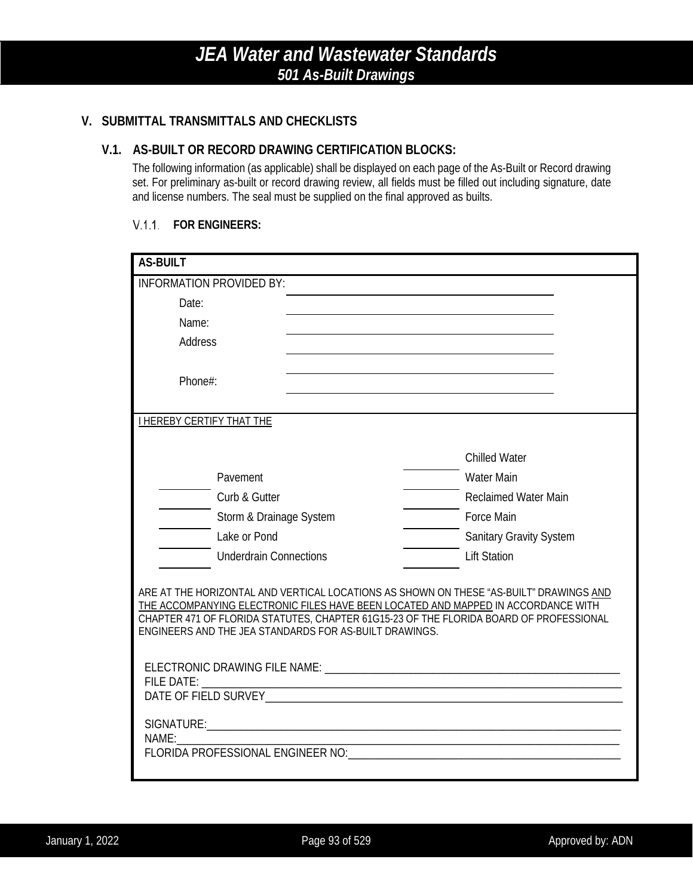## V. SUBMITTAL TRANSMITTALS AND CHECKLISTS

### V.1. AS-BUILT OR RECORD DRAWING CERTIFICATION BLOCKS:

The following information (as applicable) shall be displayed on each page of the As-Built or Record drawing set. For preliminary as-built or record drawing review, all fields must be filled out including signature, date and license numbers. The seal must be supplied on the final approved as builts.

#### V.1.1. FOR ENGINEERS:

**AS-BUILT**

INFORMATION PROVIDED BY: ______________________________

Date: ______________________________

Name: ______________________________

Address ______________________________

______________________________

Phone#: ______________________________

I HEREBY CERTIFY THAT THE

| | | | |
|---|---|---|---|
| | | ________ | Chilled Water |
| ________ | Pavement | ________ | Water Main |
| ________ | Curb & Gutter | ________ | Reclaimed Water Main |
| ________ | Storm & Drainage System | ________ | Force Main |
| ________ | Lake or Pond | ________ | Sanitary Gravity System |
| ________ | Underdrain Connections | ________ | Lift Station |

ARE AT THE HORIZONTAL AND VERTICAL LOCATIONS AS SHOWN ON THESE "AS-BUILT" DRAWINGS AND THE ACCOMPANYING ELECTRONIC FILES HAVE BEEN LOCATED AND MAPPED IN ACCORDANCE WITH CHAPTER 471 OF FLORIDA STATUTES, CHAPTER 61G15-23 OF THE FLORIDA BOARD OF PROFESSIONAL ENGINEERS AND THE JEA STANDARDS FOR AS-BUILT DRAWINGS.

ELECTRONIC DRAWING FILE NAME: ______________________________

FILE DATE: ______________________________

DATE OF FIELD SURVEY______________________________

SIGNATURE:______________________________

NAME:______________________________

FLORIDA PROFESSIONAL ENGINEER NO:______________________________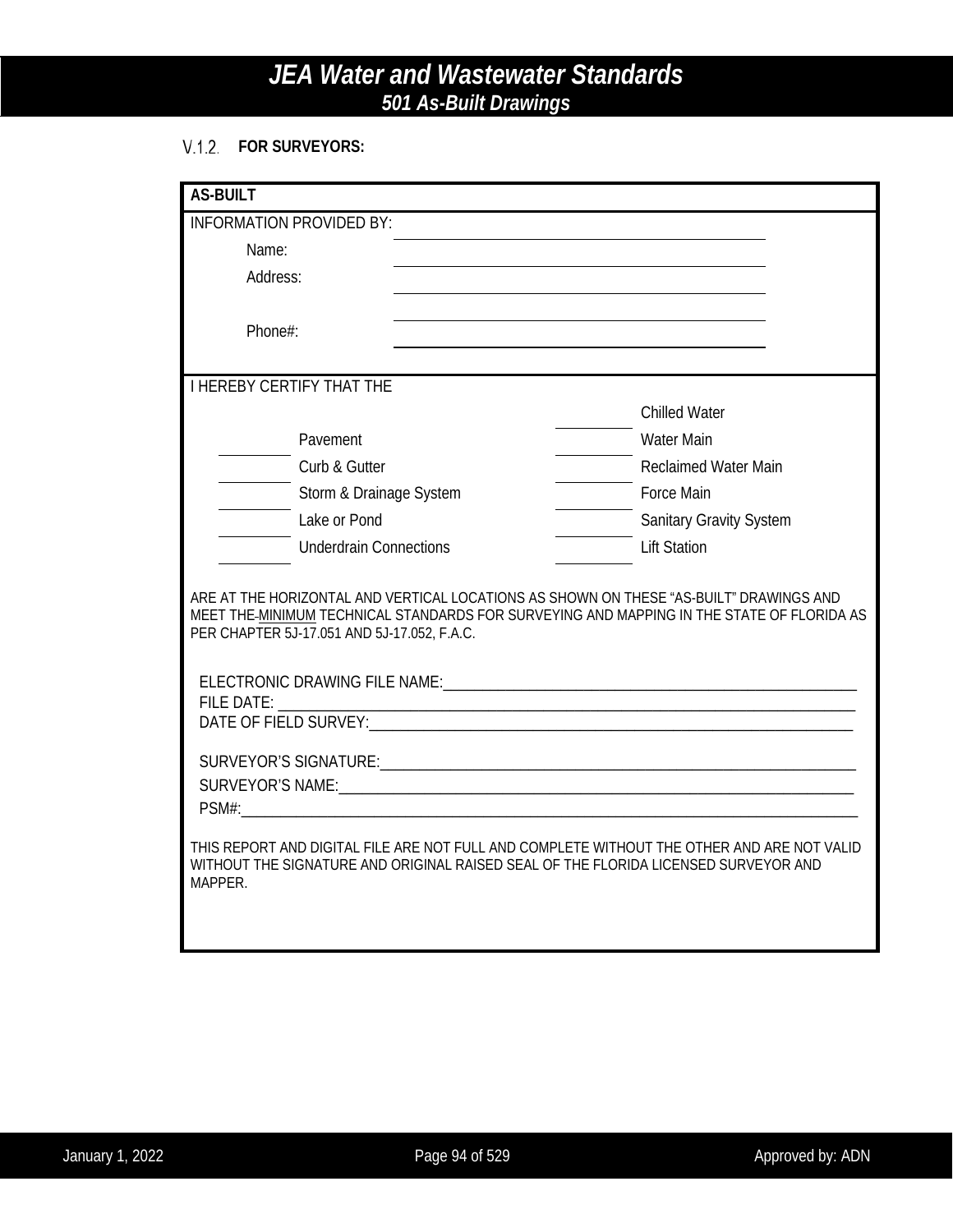### V.1.2. FOR SURVEYORS:

**AS-BUILT**

INFORMATION PROVIDED BY: ______________________________

Name: ______________________________

Address: ______________________________

______________________________

Phone#: ______________________________

I HEREBY CERTIFY THAT THE

| | | | |
|---|---|---|---|
| | | ________ | Chilled Water |
| ________ | Pavement | ________ | Water Main |
| ________ | Curb & Gutter | ________ | Reclaimed Water Main |
| ________ | Storm & Drainage System | ________ | Force Main |
| ________ | Lake or Pond | ________ | Sanitary Gravity System |
| ________ | Underdrain Connections | ________ | Lift Station |

ARE AT THE HORIZONTAL AND VERTICAL LOCATIONS AS SHOWN ON THESE "AS-BUILT" DRAWINGS AND MEET THE MINIMUM TECHNICAL STANDARDS FOR SURVEYING AND MAPPING IN THE STATE OF FLORIDA AS PER CHAPTER 5J-17.051 AND 5J-17.052, F.A.C.

ELECTRONIC DRAWING FILE NAME:______________________________

FILE DATE: ______________________________

DATE OF FIELD SURVEY:______________________________

SURVEYOR'S SIGNATURE:______________________________

SURVEYOR'S NAME:______________________________

PSM#:______________________________

THIS REPORT AND DIGITAL FILE ARE NOT FULL AND COMPLETE WITHOUT THE OTHER AND ARE NOT VALID WITHOUT THE SIGNATURE AND ORIGINAL RAISED SEAL OF THE FLORIDA LICENSED SURVEYOR AND MAPPER.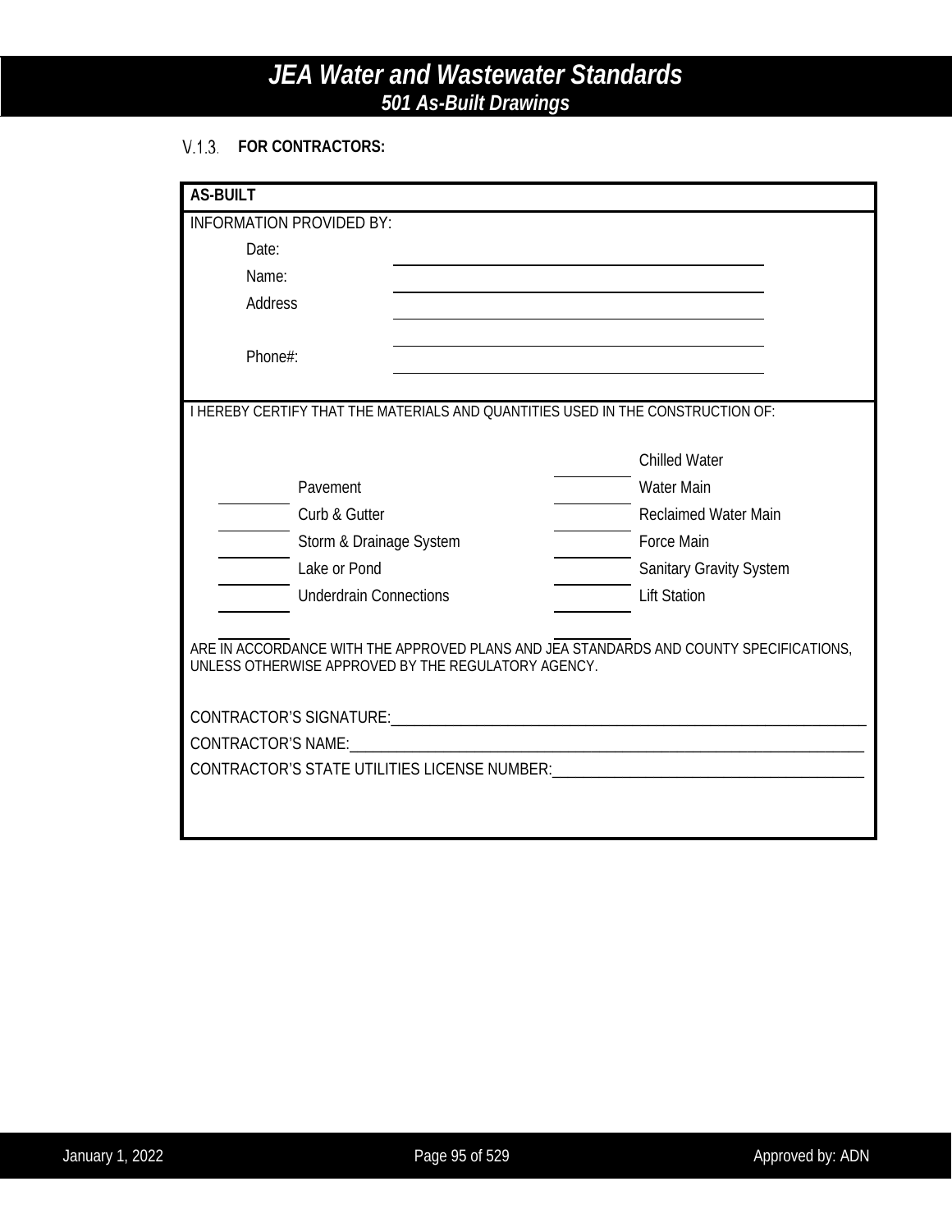#### V.1.3. FOR CONTRACTORS:

**AS-BUILT**

INFORMATION PROVIDED BY:

Date: ______________________________

Name: ______________________________

Address ______________________________

______________________________

Phone#: ______________________________

I HEREBY CERTIFY THAT THE MATERIALS AND QUANTITIES USED IN THE CONSTRUCTION OF:

| | | | |
|---|---|---|---|
| ________ | Pavement | ________ | Chilled Water |
| ________ | Curb & Gutter | ________ | Water Main |
| ________ | Storm & Drainage System | ________ | Reclaimed Water Main |
| ________ | Lake or Pond | ________ | Force Main |
| ________ | Underdrain Connections | ________ | Sanitary Gravity System |
| | | ________ | Lift Station |

ARE IN ACCORDANCE WITH THE APPROVED PLANS AND JEA STANDARDS AND COUNTY SPECIFICATIONS, UNLESS OTHERWISE APPROVED BY THE REGULATORY AGENCY.

CONTRACTOR'S SIGNATURE:______________________________

CONTRACTOR'S NAME:______________________________

CONTRACTOR'S STATE UTILITIES LICENSE NUMBER:______________________________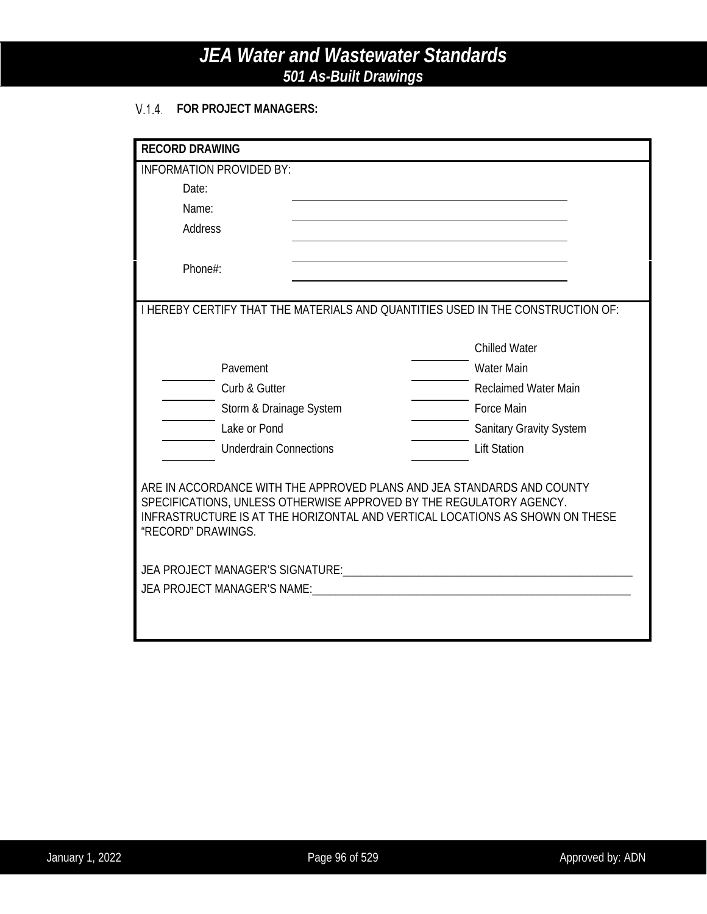### V.1.4. FOR PROJECT MANAGERS:

**RECORD DRAWING**

INFORMATION PROVIDED BY:

Date: ______________________________

Name: ______________________________

Address ______________________________

______________________________

Phone#: ______________________________

I HEREBY CERTIFY THAT THE MATERIALS AND QUANTITIES USED IN THE CONSTRUCTION OF:

| | | | |
|---|---|---|---|
| | | ________ | Chilled Water |
| ________ | Pavement | ________ | Water Main |
| ________ | Curb & Gutter | ________ | Reclaimed Water Main |
| ________ | Storm & Drainage System | ________ | Force Main |
| ________ | Lake or Pond | ________ | Sanitary Gravity System |
| ________ | Underdrain Connections | ________ | Lift Station |

ARE IN ACCORDANCE WITH THE APPROVED PLANS AND JEA STANDARDS AND COUNTY SPECIFICATIONS, UNLESS OTHERWISE APPROVED BY THE REGULATORY AGENCY. INFRASTRUCTURE IS AT THE HORIZONTAL AND VERTICAL LOCATIONS AS SHOWN ON THESE "RECORD" DRAWINGS.

JEA PROJECT MANAGER'S SIGNATURE:______________________________

JEA PROJECT MANAGER'S NAME:______________________________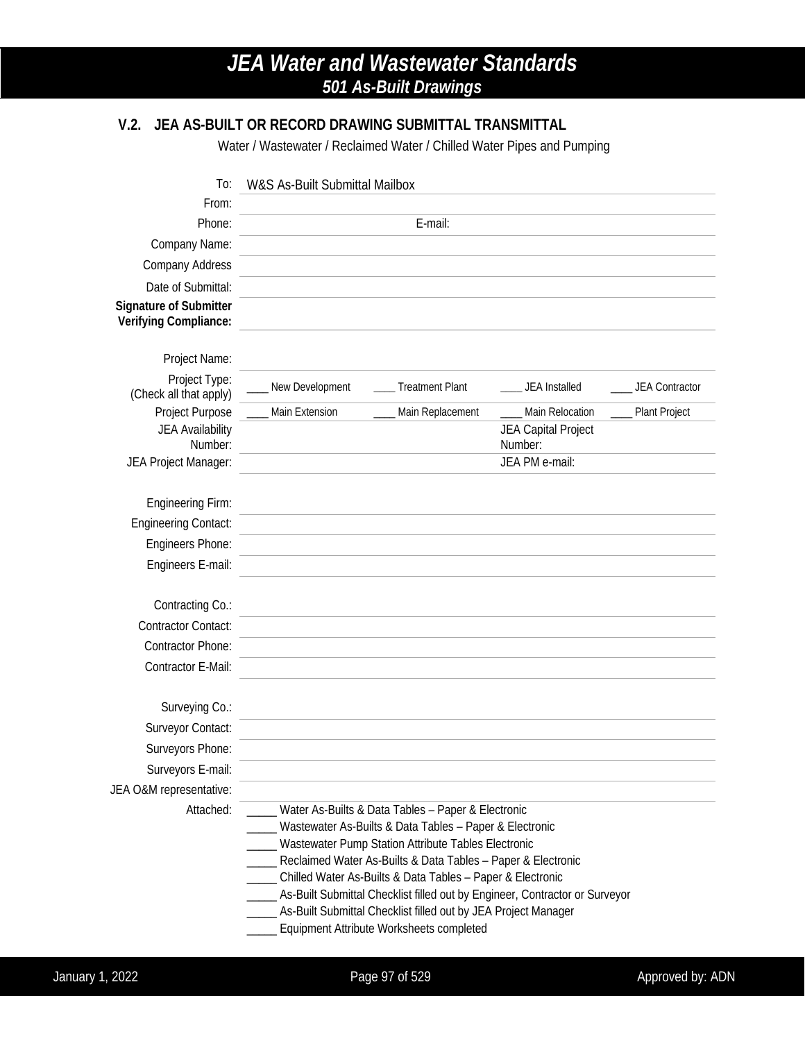## V.2. JEA AS-BUILT OR RECORD DRAWING SUBMITTAL TRANSMITTAL

Water / Wastewater / Reclaimed Water / Chilled Water Pipes and Pumping

| | | | | |
|---|---|---|---|---|
| To: | W&S As-Built Submittal Mailbox | | | |
| From: | | | | |
| Phone: | | E-mail: | | |
| Company Name: | | | | |
| Company Address | | | | |
| Date of Submittal: | | | | |
| **Signature of Submitter Verifying Compliance:** | | | | |
| Project Name: | | | | |
| Project Type: (Check all that apply) | ____ New Development | ____ Treatment Plant | ____ JEA Installed | ____ JEA Contractor |
| Project Purpose | ____ Main Extension | ____ Main Replacement | ____ Main Relocation | ____ Plant Project |
| JEA Availability Number: | | | JEA Capital Project Number: | |
| JEA Project Manager: | | | JEA PM e-mail: | |
| Engineering Firm: | | | | |
| Engineering Contact: | | | | |
| Engineers Phone: | | | | |
| Engineers E-mail: | | | | |
| Contracting Co.: | | | | |
| Contractor Contact: | | | | |
| Contractor Phone: | | | | |
| Contractor E-Mail: | | | | |
| Surveying Co.: | | | | |
| Surveyor Contact: | | | | |
| Surveyors Phone: | | | | |
| Surveyors E-mail: | | | | |
| JEA O&M representative: | | | | |

Attached:

_____ Water As-Builts & Data Tables – Paper & Electronic
_____ Wastewater As-Builts & Data Tables – Paper & Electronic
_____ Wastewater Pump Station Attribute Tables Electronic
_____ Reclaimed Water As-Builts & Data Tables – Paper & Electronic
_____ Chilled Water As-Builts & Data Tables – Paper & Electronic
_____ As-Built Submittal Checklist filled out by Engineer, Contractor or Surveyor
_____ As-Built Submittal Checklist filled out by JEA Project Manager
_____ Equipment Attribute Worksheets completed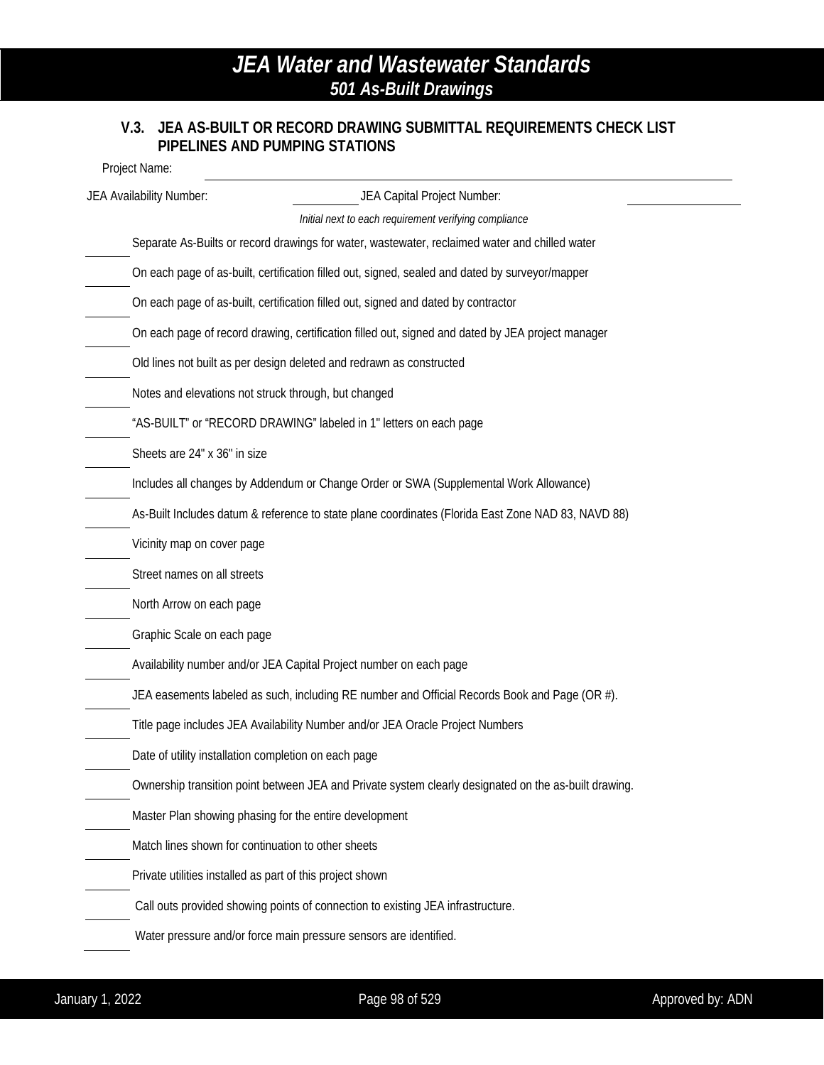### V.3. JEA AS-BUILT OR RECORD DRAWING SUBMITTAL REQUIREMENTS CHECK LIST PIPELINES AND PUMPING STATIONS

Project Name: ____________________

JEA Availability Number: __________ JEA Capital Project Number: __________

*Initial next to each requirement verifying compliance*

______ Separate As-Builts or record drawings for water, wastewater, reclaimed water and chilled water

______ On each page of as-built, certification filled out, signed, sealed and dated by surveyor/mapper

______ On each page of as-built, certification filled out, signed and dated by contractor

______ On each page of record drawing, certification filled out, signed and dated by JEA project manager

______ Old lines not built as per design deleted and redrawn as constructed

______ Notes and elevations not struck through, but changed

______ "AS-BUILT" or "RECORD DRAWING" labeled in 1" letters on each page

______ Sheets are 24" x 36" in size

______ Includes all changes by Addendum or Change Order or SWA (Supplemental Work Allowance)

______ As-Built Includes datum & reference to state plane coordinates (Florida East Zone NAD 83, NAVD 88)

______ Vicinity map on cover page

______ Street names on all streets

______ North Arrow on each page

______ Graphic Scale on each page

______ Availability number and/or JEA Capital Project number on each page

______ JEA easements labeled as such, including RE number and Official Records Book and Page (OR #).

______ Title page includes JEA Availability Number and/or JEA Oracle Project Numbers

______ Date of utility installation completion on each page

______ Ownership transition point between JEA and Private system clearly designated on the as-built drawing.

______ Master Plan showing phasing for the entire development

______ Match lines shown for continuation to other sheets

______ Private utilities installed as part of this project shown

______ Call outs provided showing points of connection to existing JEA infrastructure.

______ Water pressure and/or force main pressure sensors are identified.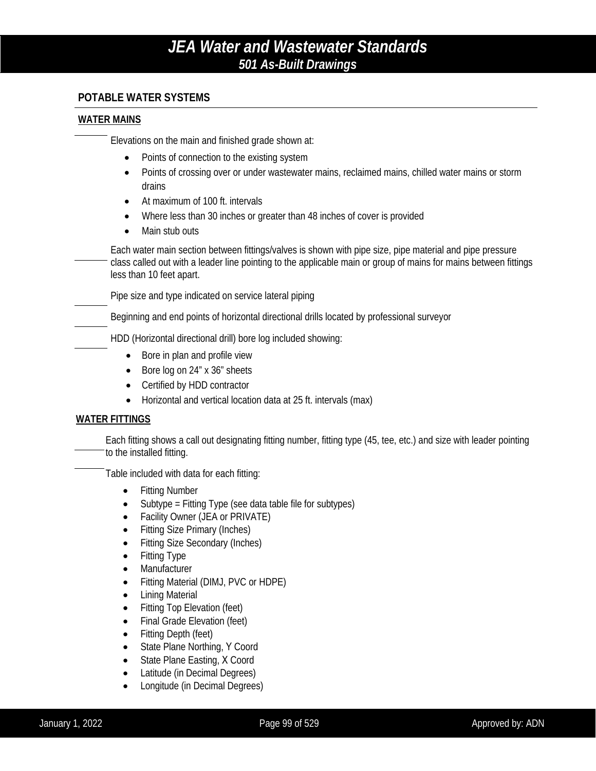## POTABLE WATER SYSTEMS

### WATER MAINS

Elevations on the main and finished grade shown at:

- Points of connection to the existing system
- Points of crossing over or under wastewater mains, reclaimed mains, chilled water mains or storm drains
- At maximum of 100 ft. intervals
- Where less than 30 inches or greater than 48 inches of cover is provided
- Main stub outs

Each water main section between fittings/valves is shown with pipe size, pipe material and pipe pressure class called out with a leader line pointing to the applicable main or group of mains for mains between fittings less than 10 feet apart.

Pipe size and type indicated on service lateral piping

Beginning and end points of horizontal directional drills located by professional surveyor

HDD (Horizontal directional drill) bore log included showing:

- Bore in plan and profile view
- Bore log on 24" x 36" sheets
- Certified by HDD contractor
- Horizontal and vertical location data at 25 ft. intervals (max)

### WATER FITTINGS

Each fitting shows a call out designating fitting number, fitting type (45, tee, etc.) and size with leader pointing to the installed fitting.

Table included with data for each fitting:

- Fitting Number
- Subtype = Fitting Type (see data table file for subtypes)
- Facility Owner (JEA or PRIVATE)
- Fitting Size Primary (Inches)
- Fitting Size Secondary (Inches)
- Fitting Type
- Manufacturer
- Fitting Material (DIMJ, PVC or HDPE)
- Lining Material
- Fitting Top Elevation (feet)
- Final Grade Elevation (feet)
- Fitting Depth (feet)
- State Plane Northing, Y Coord
- State Plane Easting, X Coord
- Latitude (in Decimal Degrees)
- Longitude (in Decimal Degrees)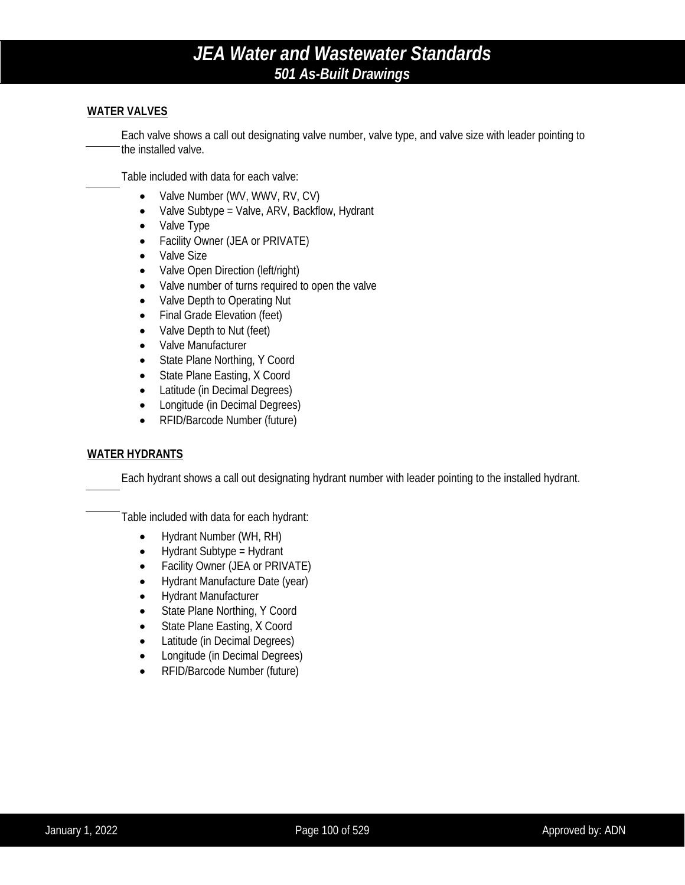#### WATER VALVES

Each valve shows a call out designating valve number, valve type, and valve size with leader pointing to the installed valve.

Table included with data for each valve:

- Valve Number (WV, WWV, RV, CV)
- Valve Subtype = Valve, ARV, Backflow, Hydrant
- Valve Type
- Facility Owner (JEA or PRIVATE)
- Valve Size
- Valve Open Direction (left/right)
- Valve number of turns required to open the valve
- Valve Depth to Operating Nut
- Final Grade Elevation (feet)
- Valve Depth to Nut (feet)
- Valve Manufacturer
- State Plane Northing, Y Coord
- State Plane Easting, X Coord
- Latitude (in Decimal Degrees)
- Longitude (in Decimal Degrees)
- RFID/Barcode Number (future)

#### WATER HYDRANTS

Each hydrant shows a call out designating hydrant number with leader pointing to the installed hydrant.

Table included with data for each hydrant:

- Hydrant Number (WH, RH)
- Hydrant Subtype = Hydrant
- Facility Owner (JEA or PRIVATE)
- Hydrant Manufacture Date (year)
- Hydrant Manufacturer
- State Plane Northing, Y Coord
- State Plane Easting, X Coord
- Latitude (in Decimal Degrees)
- Longitude (in Decimal Degrees)
- RFID/Barcode Number (future)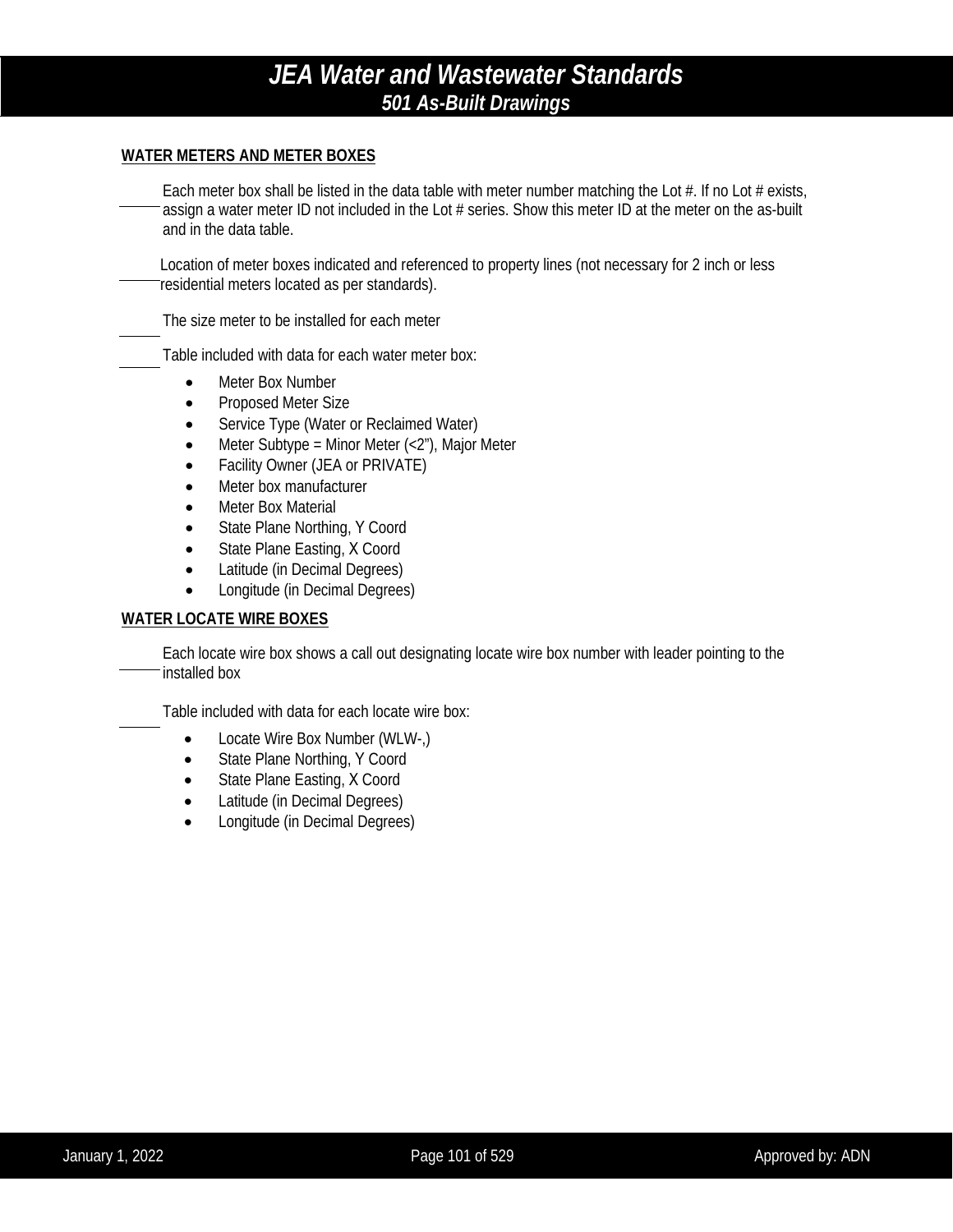**WATER METERS AND METER BOXES**

_____ Each meter box shall be listed in the data table with meter number matching the Lot #. If no Lot # exists, assign a water meter ID not included in the Lot # series. Show this meter ID at the meter on the as-built and in the data table.

_____ Location of meter boxes indicated and referenced to property lines (not necessary for 2 inch or less residential meters located as per standards).

_____ The size meter to be installed for each meter

_____ Table included with data for each water meter box:

- Meter Box Number
- Proposed Meter Size
- Service Type (Water or Reclaimed Water)
- Meter Subtype = Minor Meter (<2"), Major Meter
- Facility Owner (JEA or PRIVATE)
- Meter box manufacturer
- Meter Box Material
- State Plane Northing, Y Coord
- State Plane Easting, X Coord
- Latitude (in Decimal Degrees)
- Longitude (in Decimal Degrees)

**WATER LOCATE WIRE BOXES**

_____ Each locate wire box shows a call out designating locate wire box number with leader pointing to the installed box

_____ Table included with data for each locate wire box:

- Locate Wire Box Number (WLW-,)
- State Plane Northing, Y Coord
- State Plane Easting, X Coord
- Latitude (in Decimal Degrees)
- Longitude (in Decimal Degrees)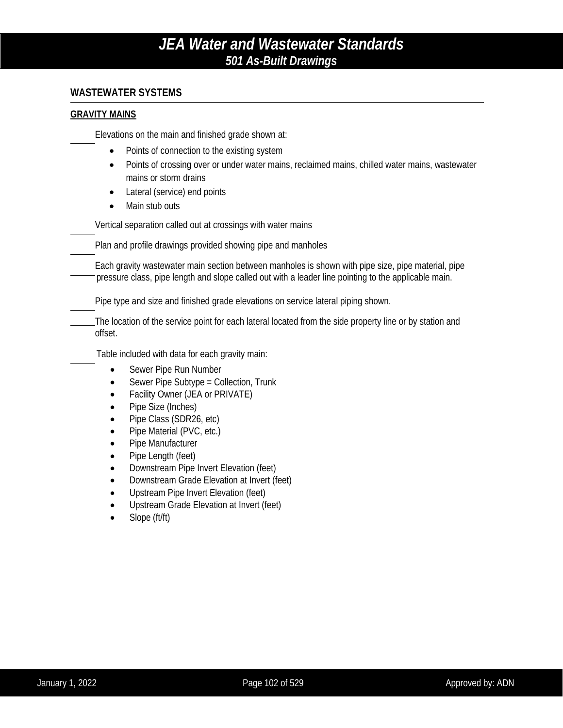## WASTEWATER SYSTEMS

### GRAVITY MAINS

_____ Elevations on the main and finished grade shown at:

- Points of connection to the existing system
- Points of crossing over or under water mains, reclaimed mains, chilled water mains, wastewater mains or storm drains
- Lateral (service) end points
- Main stub outs

_____ Vertical separation called out at crossings with water mains

_____ Plan and profile drawings provided showing pipe and manholes

_____ Each gravity wastewater main section between manholes is shown with pipe size, pipe material, pipe pressure class, pipe length and slope called out with a leader line pointing to the applicable main.

_____ Pipe type and size and finished grade elevations on service lateral piping shown.

_____ The location of the service point for each lateral located from the side property line or by station and offset.

_____ Table included with data for each gravity main:

- Sewer Pipe Run Number
- Sewer Pipe Subtype = Collection, Trunk
- Facility Owner (JEA or PRIVATE)
- Pipe Size (Inches)
- Pipe Class (SDR26, etc)
- Pipe Material (PVC, etc.)
- Pipe Manufacturer
- Pipe Length (feet)
- Downstream Pipe Invert Elevation (feet)
- Downstream Grade Elevation at Invert (feet)
- Upstream Pipe Invert Elevation (feet)
- Upstream Grade Elevation at Invert (feet)
- Slope (ft/ft)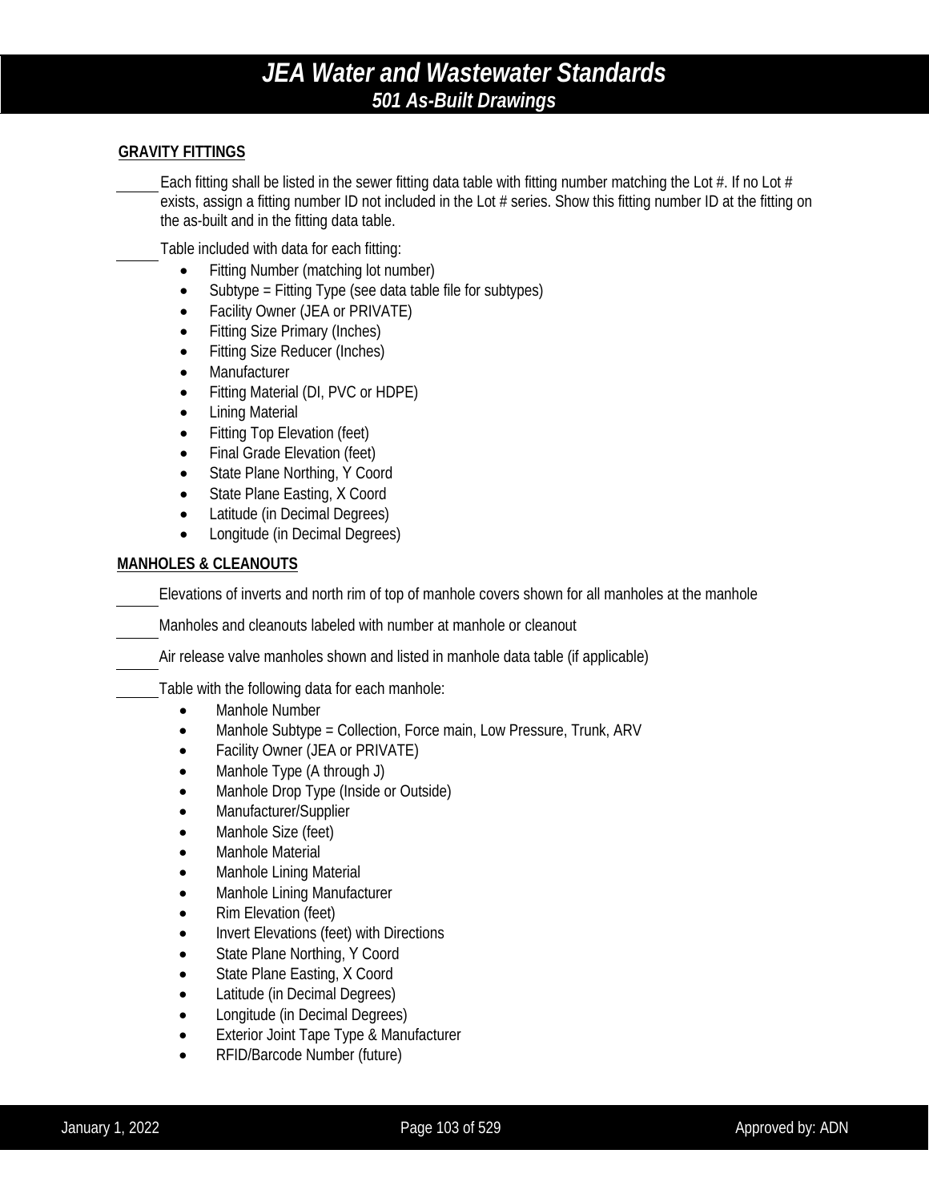**GRAVITY FITTINGS**

_____ Each fitting shall be listed in the sewer fitting data table with fitting number matching the Lot #. If no Lot # exists, assign a fitting number ID not included in the Lot # series. Show this fitting number ID at the fitting on the as-built and in the fitting data table.

_____ Table included with data for each fitting:

- Fitting Number (matching lot number)
- Subtype = Fitting Type (see data table file for subtypes)
- Facility Owner (JEA or PRIVATE)
- Fitting Size Primary (Inches)
- Fitting Size Reducer (Inches)
- Manufacturer
- Fitting Material (DI, PVC or HDPE)
- Lining Material
- Fitting Top Elevation (feet)
- Final Grade Elevation (feet)
- State Plane Northing, Y Coord
- State Plane Easting, X Coord
- Latitude (in Decimal Degrees)
- Longitude (in Decimal Degrees)

**MANHOLES & CLEANOUTS**

_____ Elevations of inverts and north rim of top of manhole covers shown for all manholes at the manhole

_____ Manholes and cleanouts labeled with number at manhole or cleanout

_____ Air release valve manholes shown and listed in manhole data table (if applicable)

_____ Table with the following data for each manhole:

- Manhole Number
- Manhole Subtype = Collection, Force main, Low Pressure, Trunk, ARV
- Facility Owner (JEA or PRIVATE)
- Manhole Type (A through J)
- Manhole Drop Type (Inside or Outside)
- Manufacturer/Supplier
- Manhole Size (feet)
- Manhole Material
- Manhole Lining Material
- Manhole Lining Manufacturer
- Rim Elevation (feet)
- Invert Elevations (feet) with Directions
- State Plane Northing, Y Coord
- State Plane Easting, X Coord
- Latitude (in Decimal Degrees)
- Longitude (in Decimal Degrees)
- Exterior Joint Tape Type & Manufacturer
- RFID/Barcode Number (future)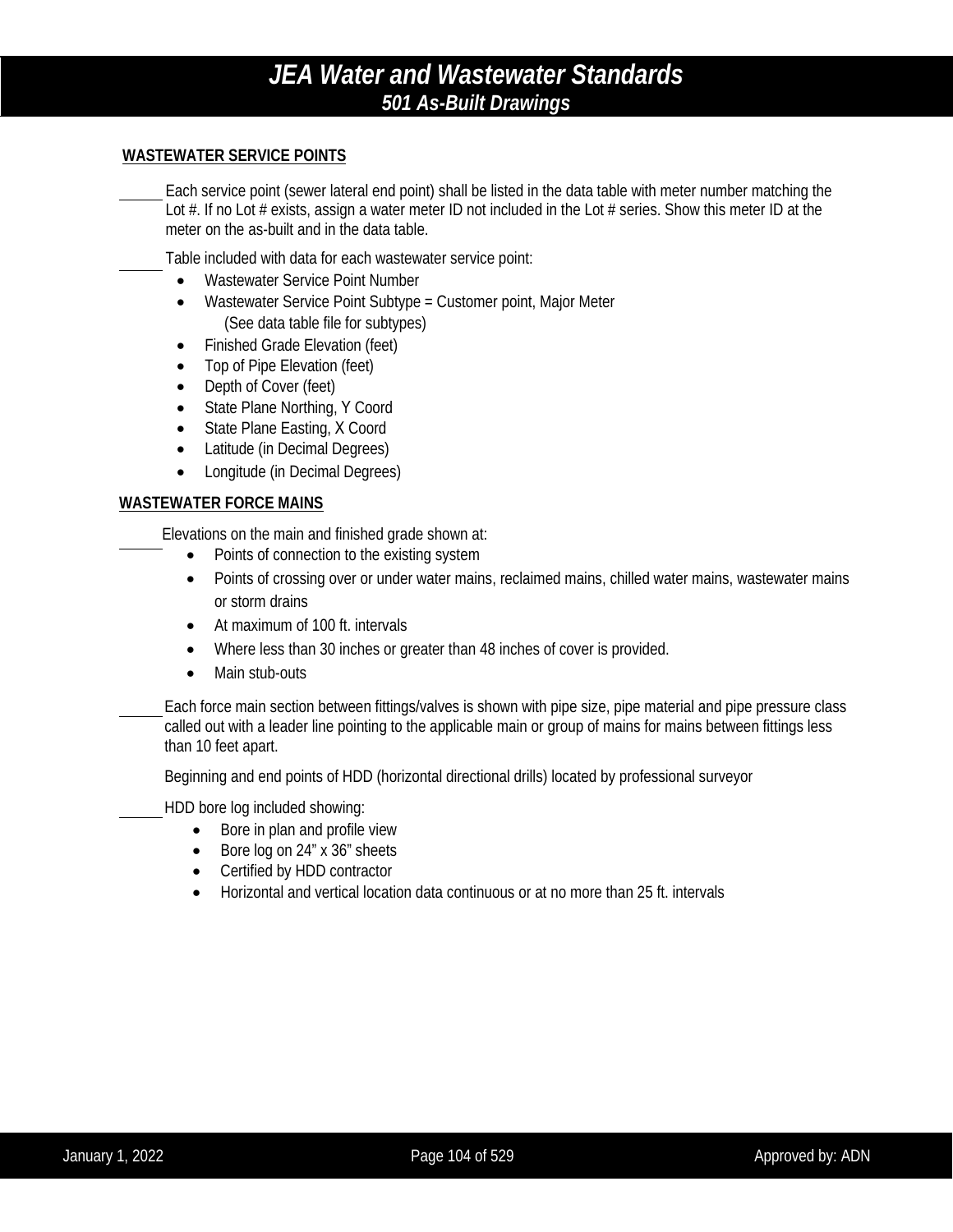## WASTEWATER SERVICE POINTS

______ Each service point (sewer lateral end point) shall be listed in the data table with meter number matching the Lot #. If no Lot # exists, assign a water meter ID not included in the Lot # series. Show this meter ID at the meter on the as-built and in the data table.

______ Table included with data for each wastewater service point:

- Wastewater Service Point Number
- Wastewater Service Point Subtype = Customer point, Major Meter
  (See data table file for subtypes)
- Finished Grade Elevation (feet)
- Top of Pipe Elevation (feet)
- Depth of Cover (feet)
- State Plane Northing, Y Coord
- State Plane Easting, X Coord
- Latitude (in Decimal Degrees)
- Longitude (in Decimal Degrees)

## WASTEWATER FORCE MAINS

______ Elevations on the main and finished grade shown at:

- Points of connection to the existing system
- Points of crossing over or under water mains, reclaimed mains, chilled water mains, wastewater mains or storm drains
- At maximum of 100 ft. intervals
- Where less than 30 inches or greater than 48 inches of cover is provided.
- Main stub-outs

______ Each force main section between fittings/valves is shown with pipe size, pipe material and pipe pressure class called out with a leader line pointing to the applicable main or group of mains for mains between fittings less than 10 feet apart.

Beginning and end points of HDD (horizontal directional drills) located by professional surveyor

______ HDD bore log included showing:

- Bore in plan and profile view
- Bore log on 24" x 36" sheets
- Certified by HDD contractor
- Horizontal and vertical location data continuous or at no more than 25 ft. intervals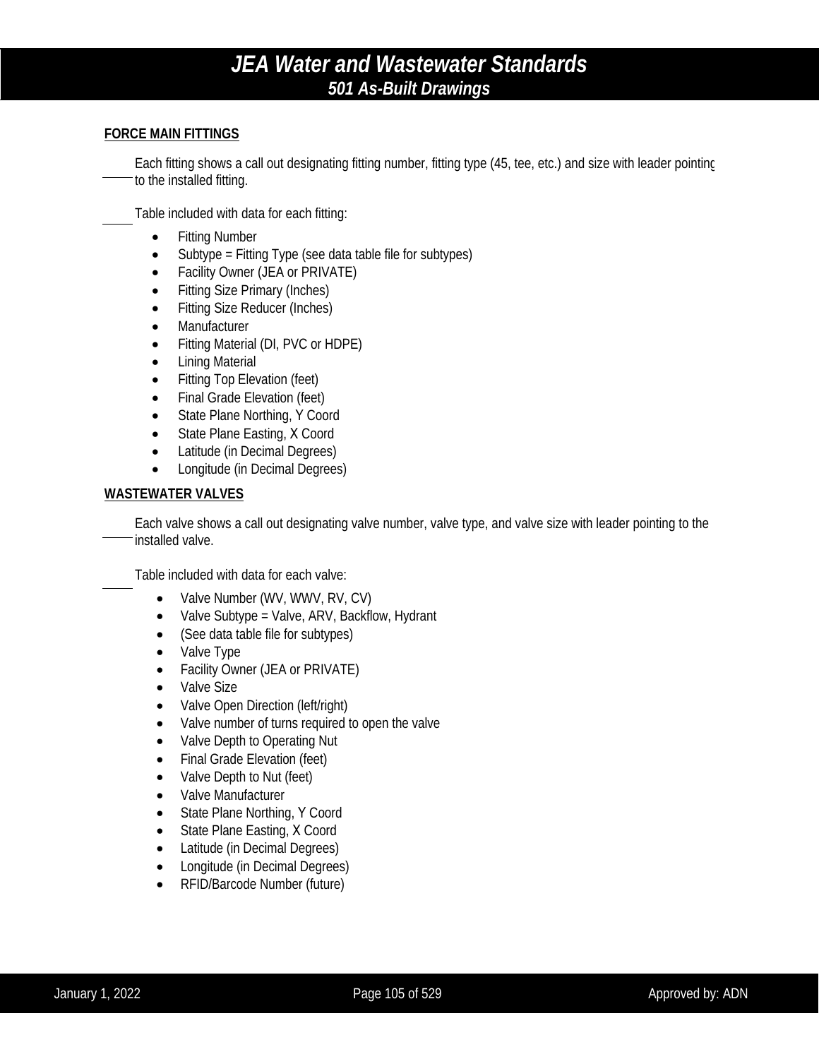## FORCE MAIN FITTINGS

____ Each fitting shows a call out designating fitting number, fitting type (45, tee, etc.) and size with leader pointing to the installed fitting.

____ Table included with data for each fitting:

- Fitting Number
- Subtype = Fitting Type (see data table file for subtypes)
- Facility Owner (JEA or PRIVATE)
- Fitting Size Primary (Inches)
- Fitting Size Reducer (Inches)
- Manufacturer
- Fitting Material (DI, PVC or HDPE)
- Lining Material
- Fitting Top Elevation (feet)
- Final Grade Elevation (feet)
- State Plane Northing, Y Coord
- State Plane Easting, X Coord
- Latitude (in Decimal Degrees)
- Longitude (in Decimal Degrees)

## WASTEWATER VALVES

____ Each valve shows a call out designating valve number, valve type, and valve size with leader pointing to the installed valve.

____ Table included with data for each valve:

- Valve Number (WV, WWV, RV, CV)
- Valve Subtype = Valve, ARV, Backflow, Hydrant
- (See data table file for subtypes)
- Valve Type
- Facility Owner (JEA or PRIVATE)
- Valve Size
- Valve Open Direction (left/right)
- Valve number of turns required to open the valve
- Valve Depth to Operating Nut
- Final Grade Elevation (feet)
- Valve Depth to Nut (feet)
- Valve Manufacturer
- State Plane Northing, Y Coord
- State Plane Easting, X Coord
- Latitude (in Decimal Degrees)
- Longitude (in Decimal Degrees)
- RFID/Barcode Number (future)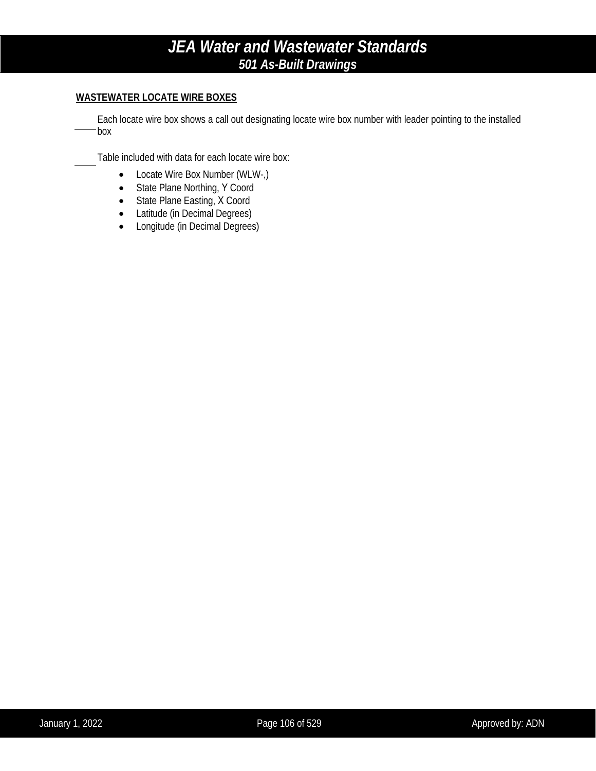**WASTEWATER LOCATE WIRE BOXES**

____ Each locate wire box shows a call out designating locate wire box number with leader pointing to the installed box

____ Table included with data for each locate wire box:

- Locate Wire Box Number (WLW-,)
- State Plane Northing, Y Coord
- State Plane Easting, X Coord
- Latitude (in Decimal Degrees)
- Longitude (in Decimal Degrees)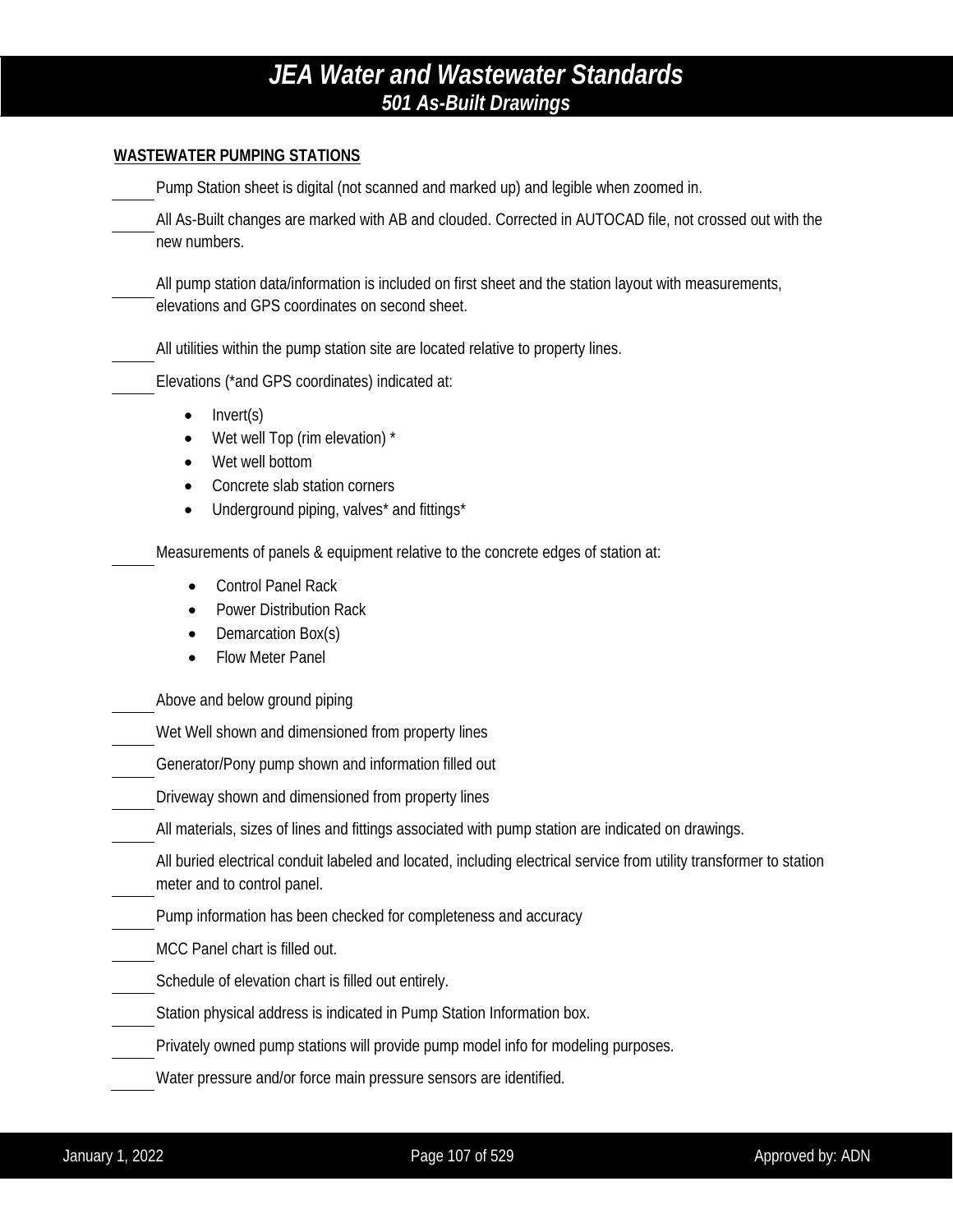**WASTEWATER PUMPING STATIONS**

_____ Pump Station sheet is digital (not scanned and marked up) and legible when zoomed in.

_____ All As-Built changes are marked with AB and clouded. Corrected in AUTOCAD file, not crossed out with the new numbers.

_____ All pump station data/information is included on first sheet and the station layout with measurements, elevations and GPS coordinates on second sheet.

_____ All utilities within the pump station site are located relative to property lines.

_____ Elevations (*and GPS coordinates) indicated at:

- Invert(s)
- Wet well Top (rim elevation) *
- Wet well bottom
- Concrete slab station corners
- Underground piping, valves* and fittings*

_____ Measurements of panels & equipment relative to the concrete edges of station at:

- Control Panel Rack
- Power Distribution Rack
- Demarcation Box(s)
- Flow Meter Panel

_____ Above and below ground piping

_____ Wet Well shown and dimensioned from property lines

_____ Generator/Pony pump shown and information filled out

_____ Driveway shown and dimensioned from property lines

_____ All materials, sizes of lines and fittings associated with pump station are indicated on drawings.

_____ All buried electrical conduit labeled and located, including electrical service from utility transformer to station meter and to control panel.

_____ Pump information has been checked for completeness and accuracy

_____ MCC Panel chart is filled out.

_____ Schedule of elevation chart is filled out entirely.

_____ Station physical address is indicated in Pump Station Information box.

_____ Privately owned pump stations will provide pump model info for modeling purposes.

_____ Water pressure and/or force main pressure sensors are identified.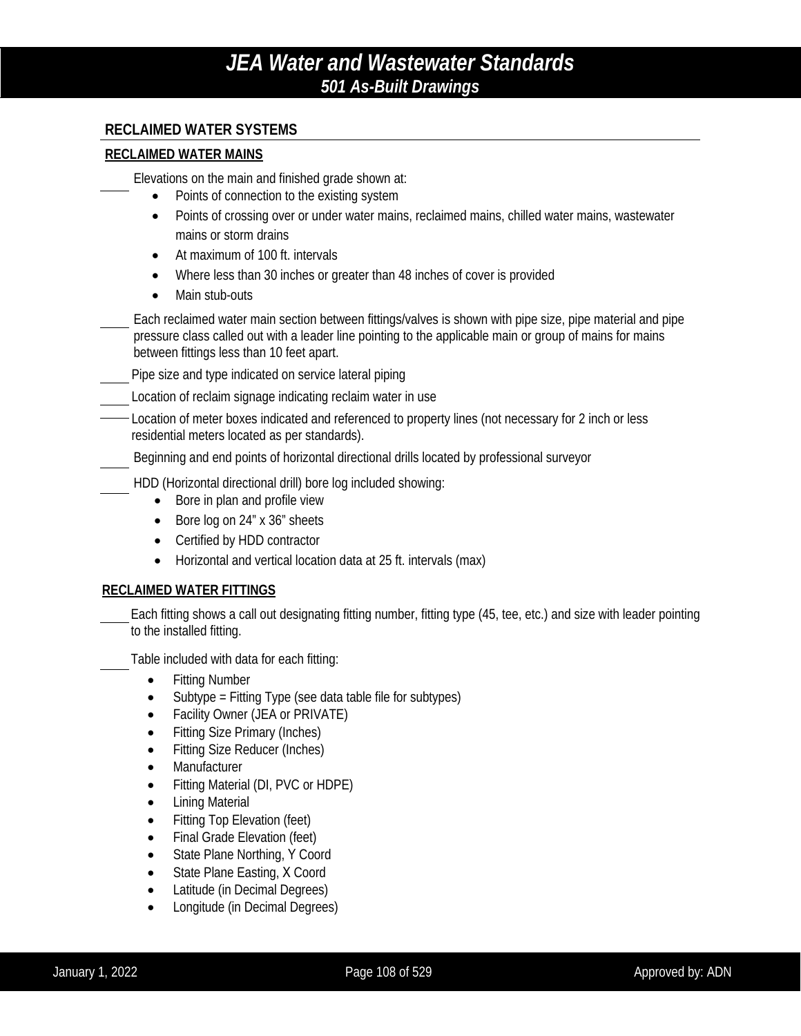## RECLAIMED WATER SYSTEMS

### RECLAIMED WATER MAINS

____ Elevations on the main and finished grade shown at:

- Points of connection to the existing system
- Points of crossing over or under water mains, reclaimed mains, chilled water mains, wastewater mains or storm drains
- At maximum of 100 ft. intervals
- Where less than 30 inches or greater than 48 inches of cover is provided
- Main stub-outs

____ Each reclaimed water main section between fittings/valves is shown with pipe size, pipe material and pipe pressure class called out with a leader line pointing to the applicable main or group of mains for mains between fittings less than 10 feet apart.

____ Pipe size and type indicated on service lateral piping

____ Location of reclaim signage indicating reclaim water in use

____ Location of meter boxes indicated and referenced to property lines (not necessary for 2 inch or less residential meters located as per standards).

____ Beginning and end points of horizontal directional drills located by professional surveyor

____ HDD (Horizontal directional drill) bore log included showing:

- Bore in plan and profile view
- Bore log on 24" x 36" sheets
- Certified by HDD contractor
- Horizontal and vertical location data at 25 ft. intervals (max)

### RECLAIMED WATER FITTINGS

____ Each fitting shows a call out designating fitting number, fitting type (45, tee, etc.) and size with leader pointing to the installed fitting.

____ Table included with data for each fitting:

- Fitting Number
- Subtype = Fitting Type (see data table file for subtypes)
- Facility Owner (JEA or PRIVATE)
- Fitting Size Primary (Inches)
- Fitting Size Reducer (Inches)
- Manufacturer
- Fitting Material (DI, PVC or HDPE)
- Lining Material
- Fitting Top Elevation (feet)
- Final Grade Elevation (feet)
- State Plane Northing, Y Coord
- State Plane Easting, X Coord
- Latitude (in Decimal Degrees)
- Longitude (in Decimal Degrees)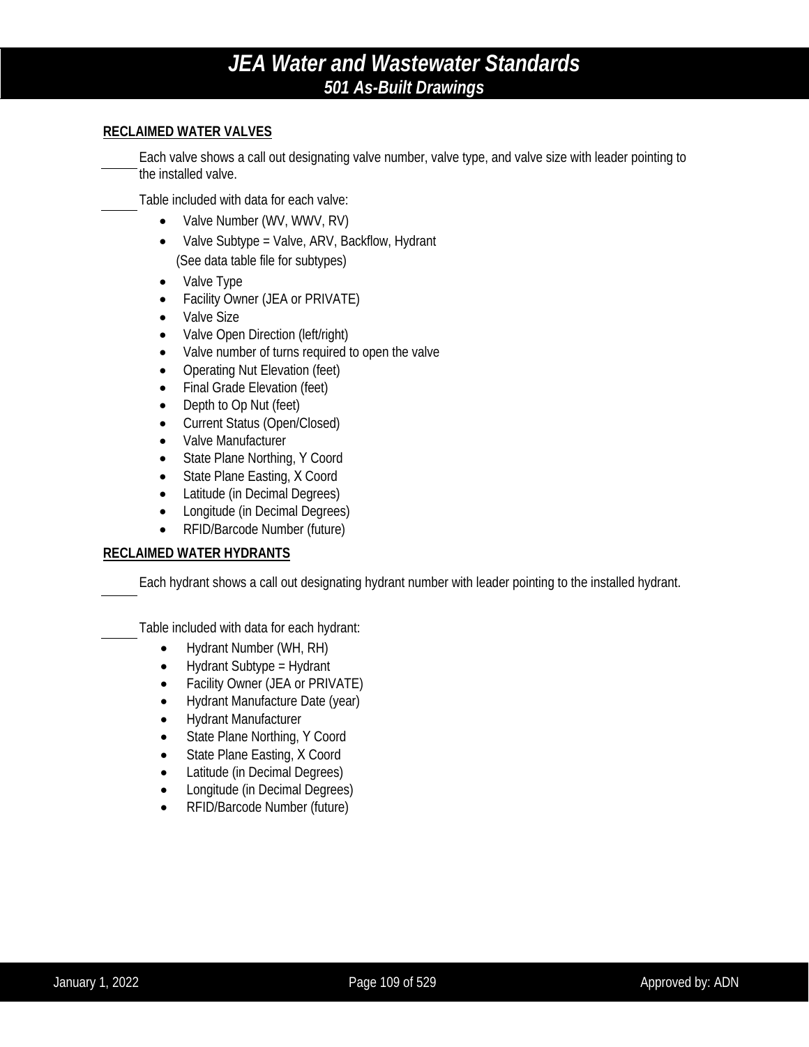## RECLAIMED WATER VALVES

_____ Each valve shows a call out designating valve number, valve type, and valve size with leader pointing to the installed valve.

_____ Table included with data for each valve:

- Valve Number (WV, WWV, RV)
- Valve Subtype = Valve, ARV, Backflow, Hydrant
  (See data table file for subtypes)
- Valve Type
- Facility Owner (JEA or PRIVATE)
- Valve Size
- Valve Open Direction (left/right)
- Valve number of turns required to open the valve
- Operating Nut Elevation (feet)
- Final Grade Elevation (feet)
- Depth to Op Nut (feet)
- Current Status (Open/Closed)
- Valve Manufacturer
- State Plane Northing, Y Coord
- State Plane Easting, X Coord
- Latitude (in Decimal Degrees)
- Longitude (in Decimal Degrees)
- RFID/Barcode Number (future)

## RECLAIMED WATER HYDRANTS

_____ Each hydrant shows a call out designating hydrant number with leader pointing to the installed hydrant.

_____ Table included with data for each hydrant:

- Hydrant Number (WH, RH)
- Hydrant Subtype = Hydrant
- Facility Owner (JEA or PRIVATE)
- Hydrant Manufacture Date (year)
- Hydrant Manufacturer
- State Plane Northing, Y Coord
- State Plane Easting, X Coord
- Latitude (in Decimal Degrees)
- Longitude (in Decimal Degrees)
- RFID/Barcode Number (future)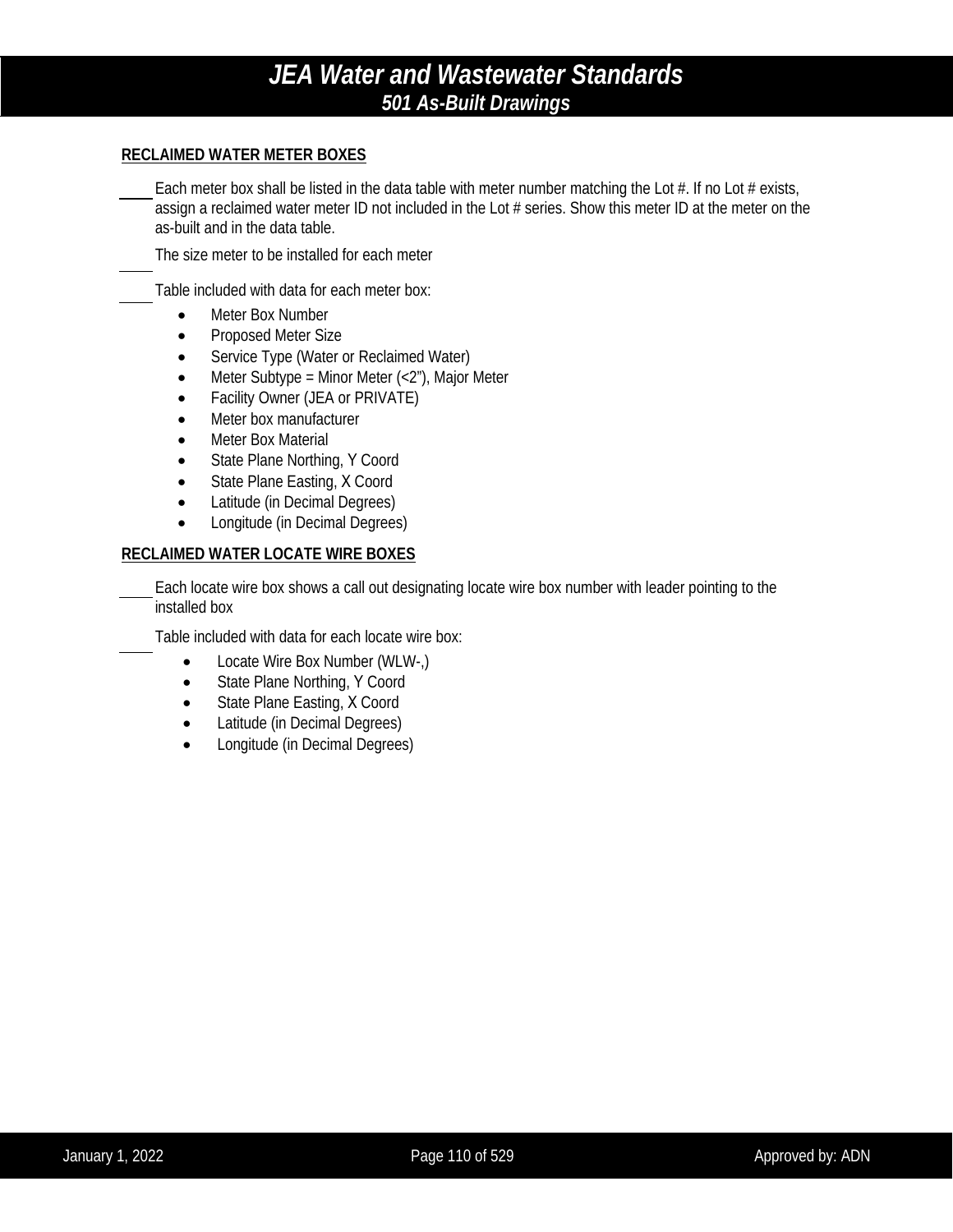**RECLAIMED WATER METER BOXES**

____ Each meter box shall be listed in the data table with meter number matching the Lot #. If no Lot # exists, assign a reclaimed water meter ID not included in the Lot # series. Show this meter ID at the meter on the as-built and in the data table.

____ The size meter to be installed for each meter

____ Table included with data for each meter box:

- Meter Box Number
- Proposed Meter Size
- Service Type (Water or Reclaimed Water)
- Meter Subtype = Minor Meter (<2"), Major Meter
- Facility Owner (JEA or PRIVATE)
- Meter box manufacturer
- Meter Box Material
- State Plane Northing, Y Coord
- State Plane Easting, X Coord
- Latitude (in Decimal Degrees)
- Longitude (in Decimal Degrees)

**RECLAIMED WATER LOCATE WIRE BOXES**

____ Each locate wire box shows a call out designating locate wire box number with leader pointing to the installed box

____ Table included with data for each locate wire box:

- Locate Wire Box Number (WLW-,)
- State Plane Northing, Y Coord
- State Plane Easting, X Coord
- Latitude (in Decimal Degrees)
- Longitude (in Decimal Degrees)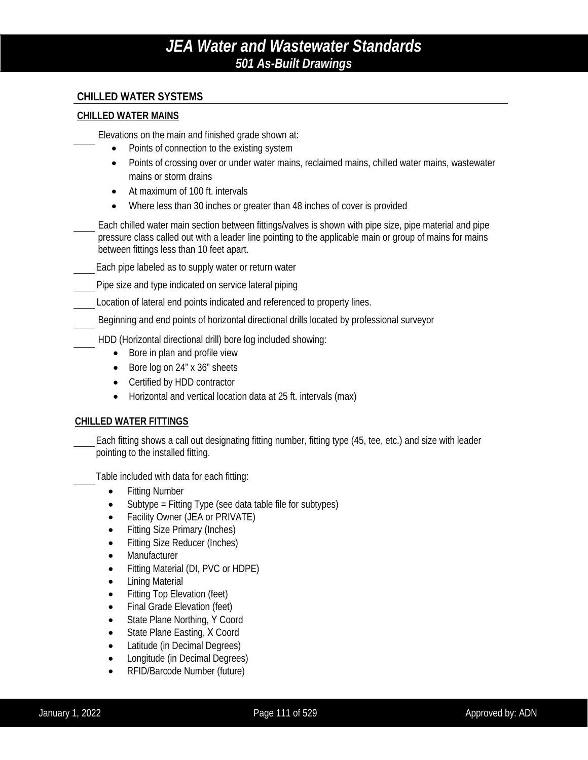## CHILLED WATER SYSTEMS

### CHILLED WATER MAINS

____ Elevations on the main and finished grade shown at:

- Points of connection to the existing system
- Points of crossing over or under water mains, reclaimed mains, chilled water mains, wastewater mains or storm drains
- At maximum of 100 ft. intervals
- Where less than 30 inches or greater than 48 inches of cover is provided

____ Each chilled water main section between fittings/valves is shown with pipe size, pipe material and pipe pressure class called out with a leader line pointing to the applicable main or group of mains for mains between fittings less than 10 feet apart.

____ Each pipe labeled as to supply water or return water

____ Pipe size and type indicated on service lateral piping

____ Location of lateral end points indicated and referenced to property lines.

____ Beginning and end points of horizontal directional drills located by professional surveyor

____ HDD (Horizontal directional drill) bore log included showing:

- Bore in plan and profile view
- Bore log on 24" x 36" sheets
- Certified by HDD contractor
- Horizontal and vertical location data at 25 ft. intervals (max)

### CHILLED WATER FITTINGS

____ Each fitting shows a call out designating fitting number, fitting type (45, tee, etc.) and size with leader pointing to the installed fitting.

____ Table included with data for each fitting:

- Fitting Number
- Subtype = Fitting Type (see data table file for subtypes)
- Facility Owner (JEA or PRIVATE)
- Fitting Size Primary (Inches)
- Fitting Size Reducer (Inches)
- Manufacturer
- Fitting Material (DI, PVC or HDPE)
- Lining Material
- Fitting Top Elevation (feet)
- Final Grade Elevation (feet)
- State Plane Northing, Y Coord
- State Plane Easting, X Coord
- Latitude (in Decimal Degrees)
- Longitude (in Decimal Degrees)
- RFID/Barcode Number (future)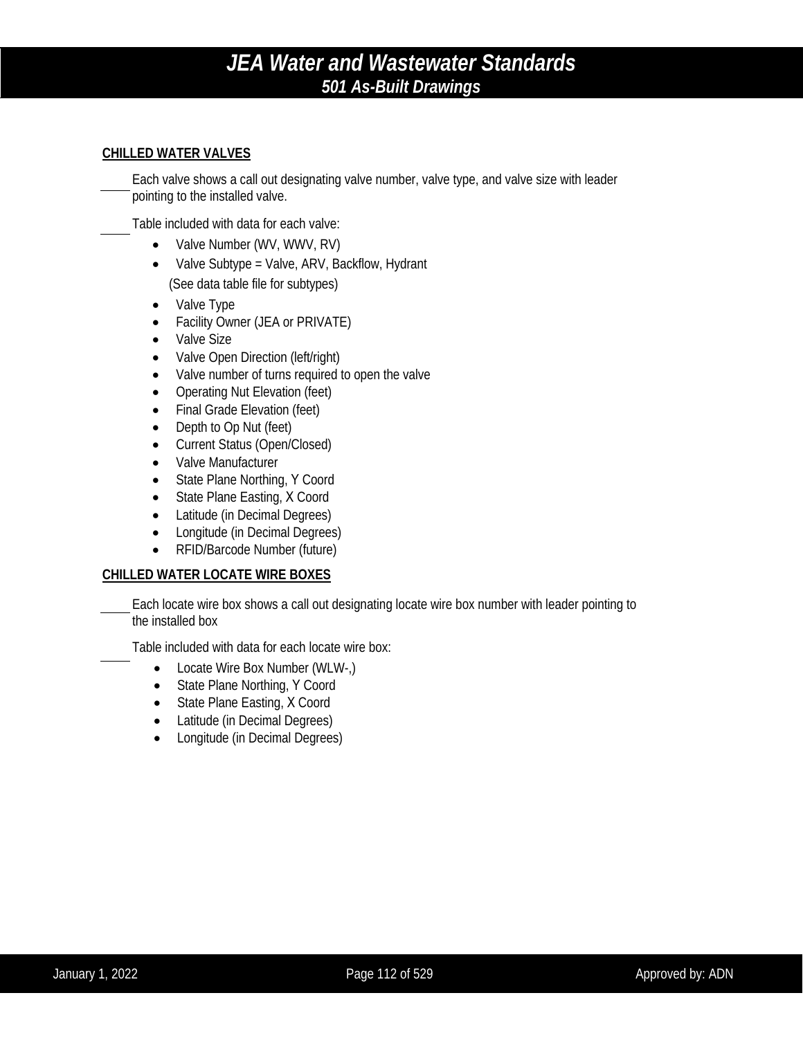**CHILLED WATER VALVES**

____ Each valve shows a call out designating valve number, valve type, and valve size with leader pointing to the installed valve.

____ Table included with data for each valve:

- Valve Number (WV, WWV, RV)
- Valve Subtype = Valve, ARV, Backflow, Hydrant
  (See data table file for subtypes)
- Valve Type
- Facility Owner (JEA or PRIVATE)
- Valve Size
- Valve Open Direction (left/right)
- Valve number of turns required to open the valve
- Operating Nut Elevation (feet)
- Final Grade Elevation (feet)
- Depth to Op Nut (feet)
- Current Status (Open/Closed)
- Valve Manufacturer
- State Plane Northing, Y Coord
- State Plane Easting, X Coord
- Latitude (in Decimal Degrees)
- Longitude (in Decimal Degrees)
- RFID/Barcode Number (future)

**CHILLED WATER LOCATE WIRE BOXES**

____ Each locate wire box shows a call out designating locate wire box number with leader pointing to the installed box

____ Table included with data for each locate wire box:

- Locate Wire Box Number (WLW-,)
- State Plane Northing, Y Coord
- State Plane Easting, X Coord
- Latitude (in Decimal Degrees)
- Longitude (in Decimal Degrees)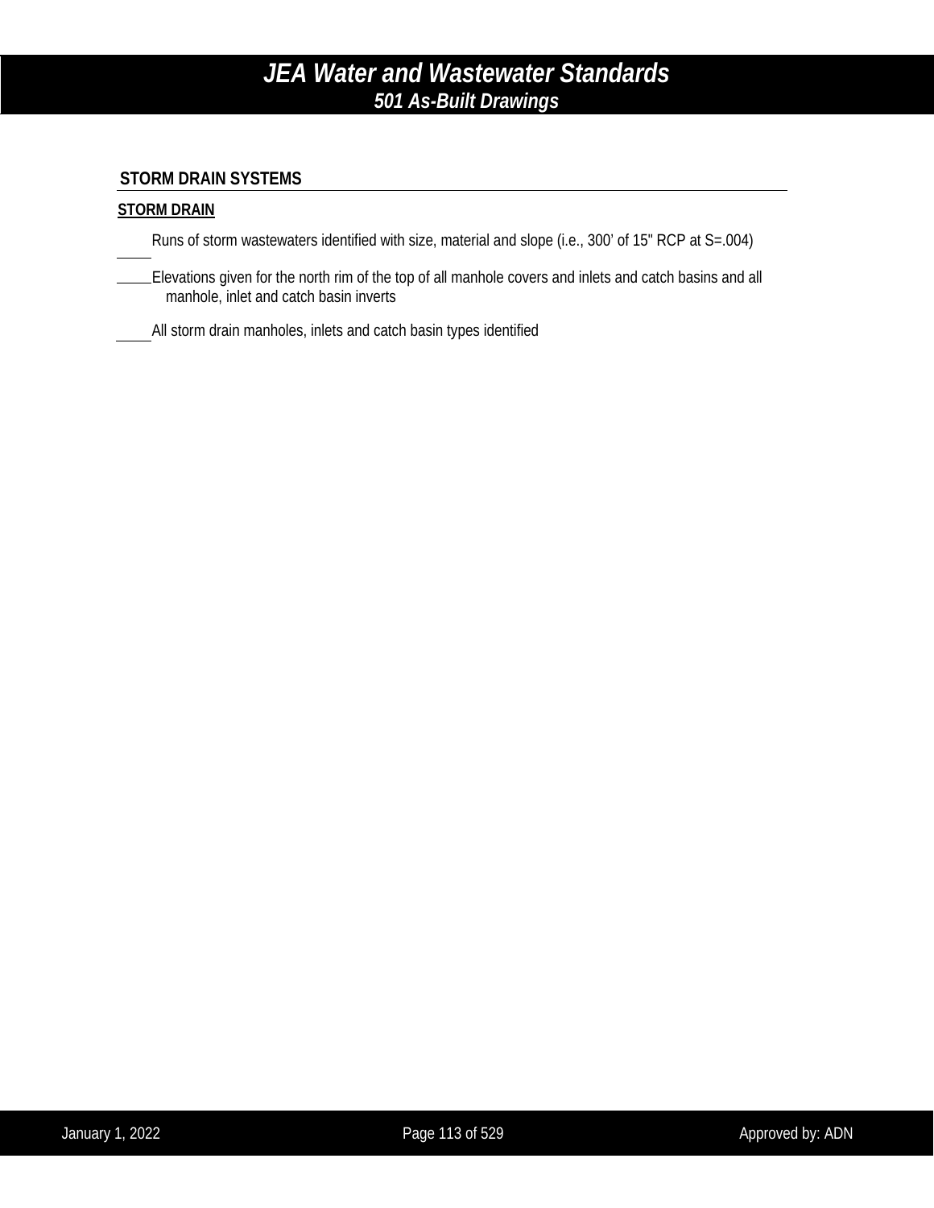## STORM DRAIN SYSTEMS

### STORM DRAIN

_____ Runs of storm wastewaters identified with size, material and slope (i.e., 300' of 15" RCP at S=.004)

_____ Elevations given for the north rim of the top of all manhole covers and inlets and catch basins and all manhole, inlet and catch basin inverts

_____ All storm drain manholes, inlets and catch basin types identified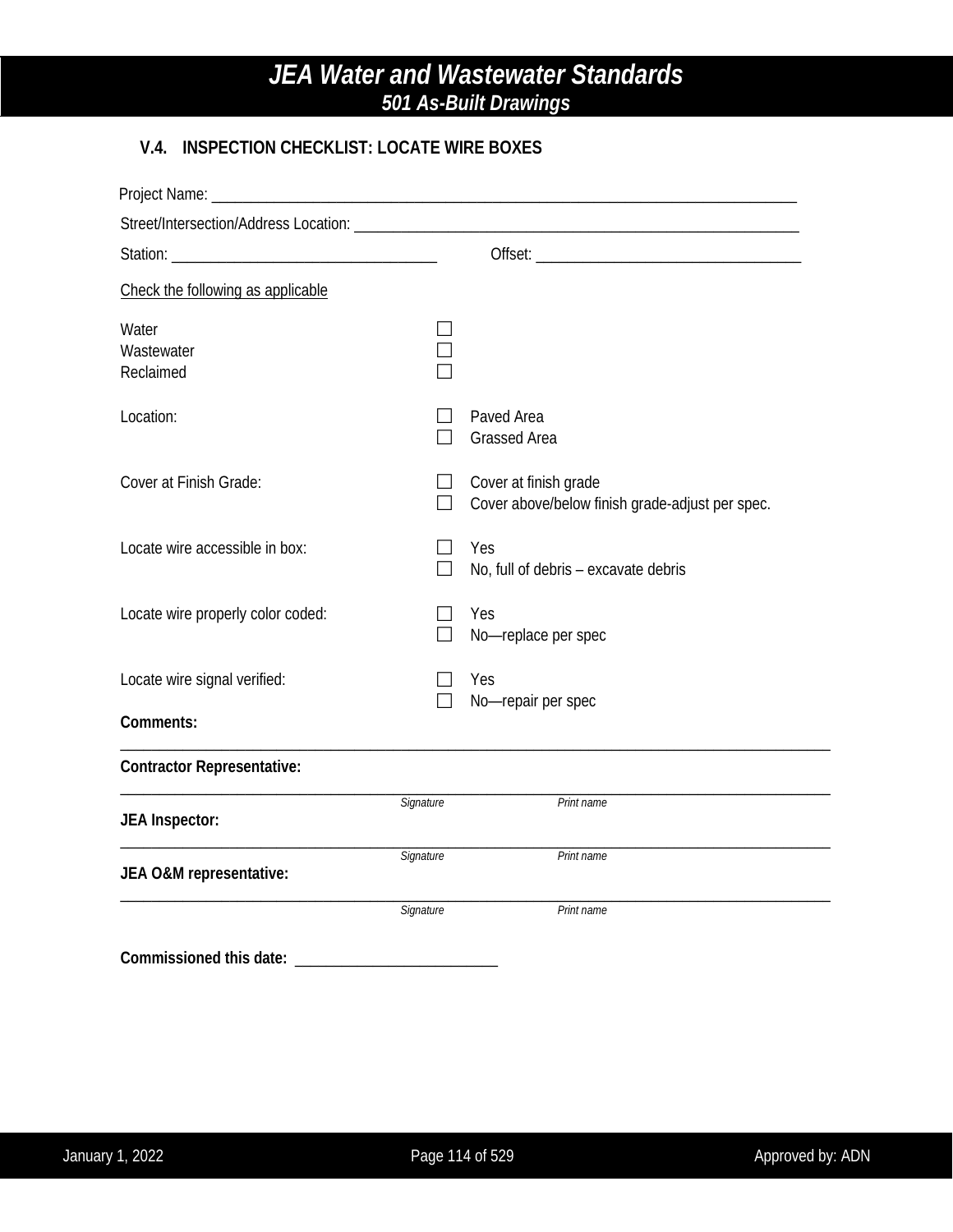## V.4. INSPECTION CHECKLIST: LOCATE WIRE BOXES

Project Name: ______________________________________________________________________________

Street/Intersection/Address Location: ___________________________________________________________

Station: ___________________________________ Offset: ___________________________________

Check the following as applicable

| | | |
|---|---|---|
| Water | ☐ | |
| Wastewater | ☐ | |
| Reclaimed | ☐ | |
| Location: | ☐ | Paved Area |
| | ☐ | Grassed Area |
| Cover at Finish Grade: | ☐ | Cover at finish grade |
| | ☐ | Cover above/below finish grade-adjust per spec. |
| Locate wire accessible in box: | ☐ | Yes |
| | ☐ | No, full of debris – excavate debris |
| Locate wire properly color coded: | ☐ | Yes |
| | ☐ | No—replace per spec |
| Locate wire signal verified: | ☐ | Yes |
| | ☐ | No—repair per spec |

**Comments:**

______________________________________________________________________________________________

**Contractor Representative:**

______________________________________________________________________________________________

*Signature* *Print name*

**JEA Inspector:**

______________________________________________________________________________________________

*Signature* *Print name*

**JEA O&M representative:**

______________________________________________________________________________________________

*Signature* *Print name*

**Commissioned this date:** ___________________________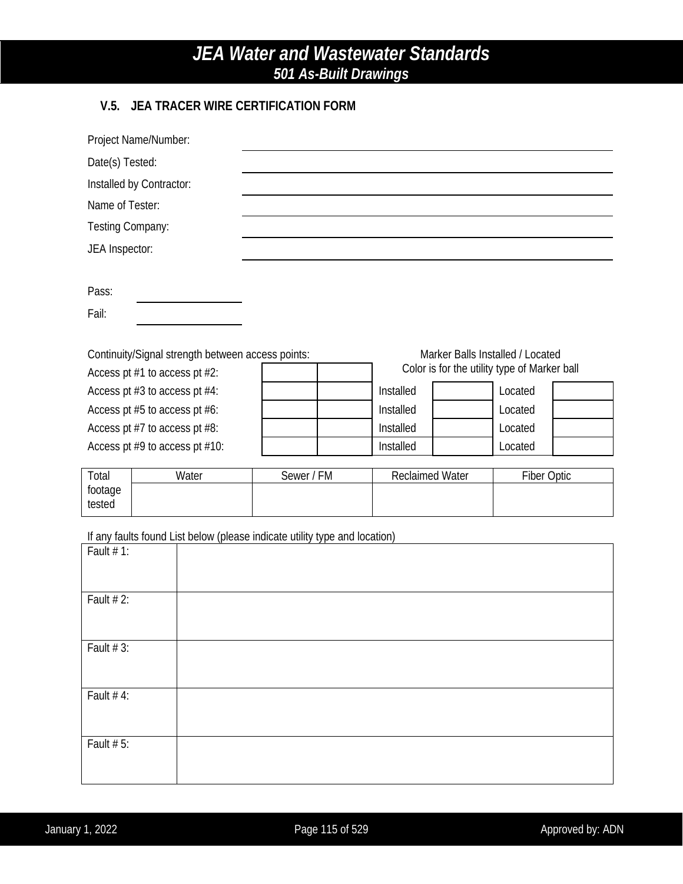### V.5. JEA TRACER WIRE CERTIFICATION FORM

Project Name/Number: ______________________________

Date(s) Tested: ______________________________

Installed by Contractor: ______________________________

Name of Tester: ______________________________

Testing Company: ______________________________

JEA Inspector: ______________________________

Pass: ______________

Fail: ______________

| Continuity/Signal strength between access points: | | | Marker Balls Installed / Located Color is for the utility type of Marker ball | | | |
|---|---|---|---|---|---|---|
| Access pt #1 to access pt #2: | | | | | | |
| Access pt #3 to access pt #4: | | | Installed | | Located | |
| Access pt #5 to access pt #6: | | | Installed | | Located | |
| Access pt #7 to access pt #8: | | | Installed | | Located | |
| Access pt #9 to access pt #10: | | | Installed | | Located | |

| Total footage tested | Water | Sewer / FM | Reclaimed Water | Fiber Optic |
|---|---|---|---|---|
| | | | | |

If any faults found List below (please indicate utility type and location)

| | |
|---|---|
| Fault # 1: | |
| Fault # 2: | |
| Fault # 3: | |
| Fault # 4: | |
| Fault # 5: | |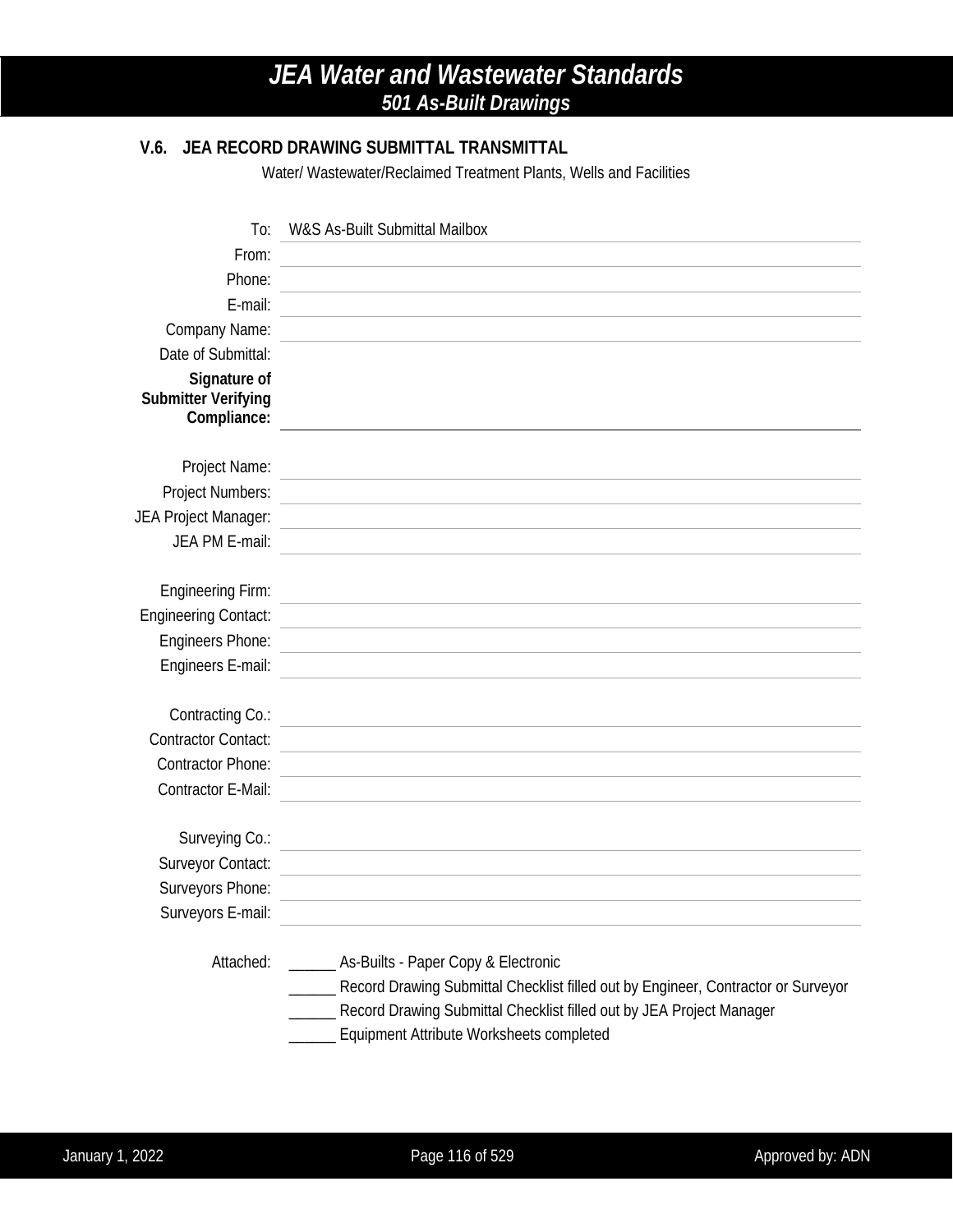### V.6. JEA RECORD DRAWING SUBMITTAL TRANSMITTAL

Water/ Wastewater/Reclaimed Treatment Plants, Wells and Facilities

| | |
|---|---|
| To: | W&S As-Built Submittal Mailbox |
| From: | |
| Phone: | |
| E-mail: | |
| Company Name: | |
| Date of Submittal: | |
| **Signature of Submitter Verifying Compliance:** | |

| | |
|---|---|
| Project Name: | |
| Project Numbers: | |
| JEA Project Manager: | |
| JEA PM E-mail: | |

| | |
|---|---|
| Engineering Firm: | |
| Engineering Contact: | |
| Engineers Phone: | |
| Engineers E-mail: | |

| | |
|---|---|
| Contracting Co.: | |
| Contractor Contact: | |
| Contractor Phone: | |
| Contractor E-Mail: | |

| | |
|---|---|
| Surveying Co.: | |
| Surveyor Contact: | |
| Surveyors Phone: | |
| Surveyors E-mail: | |

Attached:
______ As-Builts - Paper Copy & Electronic
______ Record Drawing Submittal Checklist filled out by Engineer, Contractor or Surveyor
______ Record Drawing Submittal Checklist filled out by JEA Project Manager
______ Equipment Attribute Worksheets completed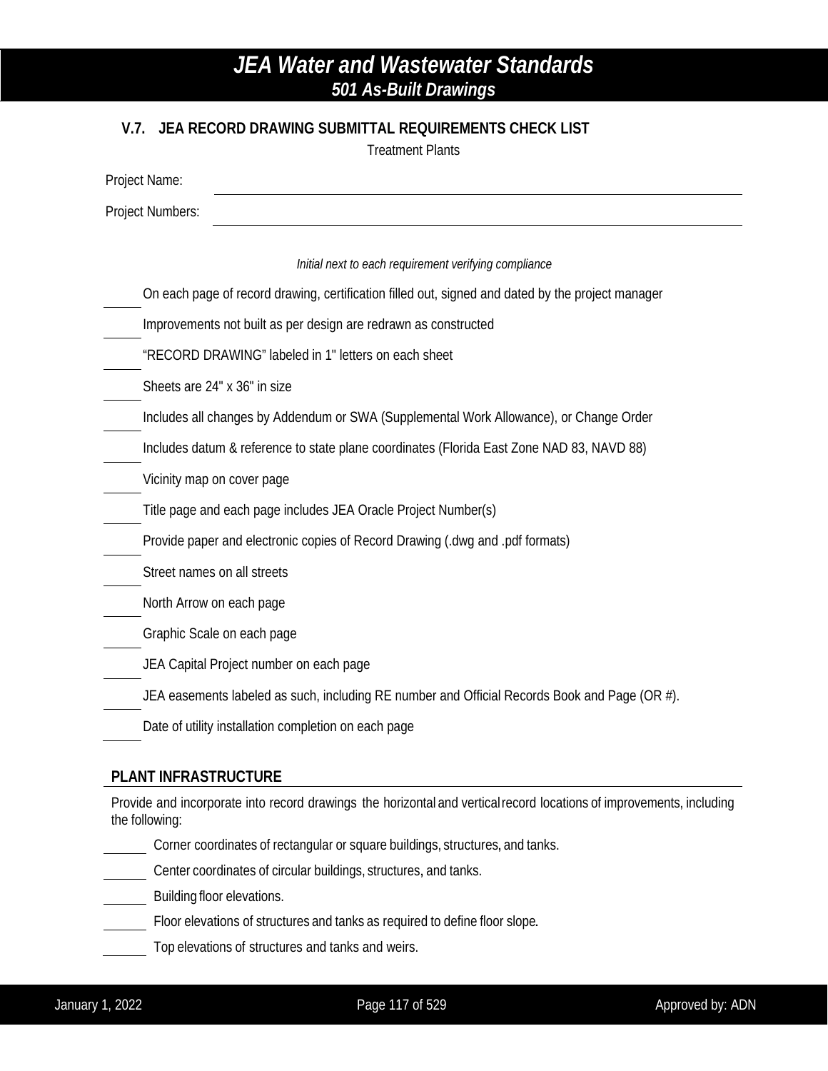## V.7. JEA RECORD DRAWING SUBMITTAL REQUIREMENTS CHECK LIST

Treatment Plants

Project Name: ____________________________________________

Project Numbers: ____________________________________________

*Initial next to each requirement verifying compliance*

_____ On each page of record drawing, certification filled out, signed and dated by the project manager

_____ Improvements not built as per design are redrawn as constructed

_____ “RECORD DRAWING” labeled in 1" letters on each sheet

_____ Sheets are 24" x 36" in size

_____ Includes all changes by Addendum or SWA (Supplemental Work Allowance), or Change Order

_____ Includes datum & reference to state plane coordinates (Florida East Zone NAD 83, NAVD 88)

_____ Vicinity map on cover page

_____ Title page and each page includes JEA Oracle Project Number(s)

_____ Provide paper and electronic copies of Record Drawing (.dwg and .pdf formats)

_____ Street names on all streets

_____ North Arrow on each page

_____ Graphic Scale on each page

_____ JEA Capital Project number on each page

_____ JEA easements labeled as such, including RE number and Official Records Book and Page (OR #).

_____ Date of utility installation completion on each page

### PLANT INFRASTRUCTURE

Provide and incorporate into record drawings the horizontal and vertical record locations of improvements, including the following:

_____ Corner coordinates of rectangular or square buildings, structures, and tanks.

_____ Center coordinates of circular buildings, structures, and tanks.

_____ Building floor elevations.

_____ Floor elevations of structures and tanks as required to define floor slope.

_____ Top elevations of structures and tanks and weirs.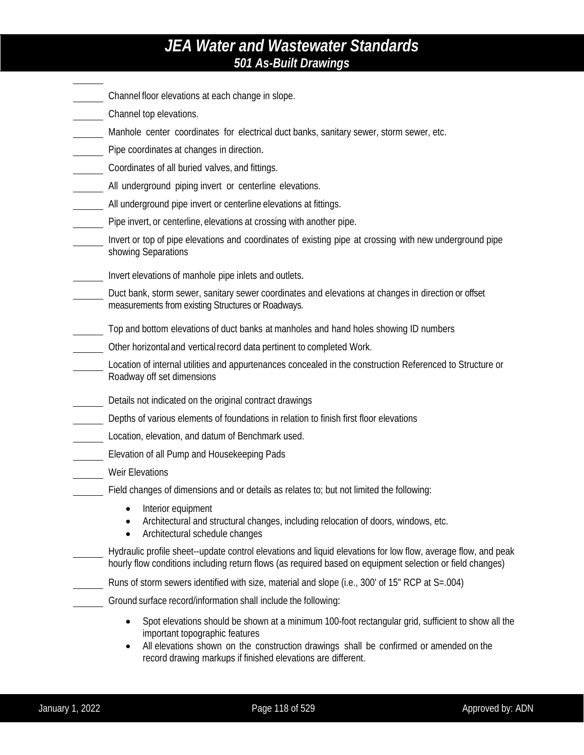- ______ Channel floor elevations at each change in slope.
- ______ Channel top elevations.
- ______ Manhole center coordinates for electrical duct banks, sanitary sewer, storm sewer, etc.
- ______ Pipe coordinates at changes in direction.
- ______ Coordinates of all buried valves, and fittings.
- ______ All underground piping invert or centerline elevations.
- ______ All underground pipe invert or centerline elevations at fittings.
- ______ Pipe invert, or centerline, elevations at crossing with another pipe.
- ______ Invert or top of pipe elevations and coordinates of existing pipe at crossing with new underground pipe showing Separations
- ______ Invert elevations of manhole pipe inlets and outlets.
- ______ Duct bank, storm sewer, sanitary sewer coordinates and elevations at changes in direction or offset measurements from existing Structures or Roadways.
- ______ Top and bottom elevations of duct banks at manholes and hand holes showing ID numbers
- ______ Other horizontal and vertical record data pertinent to completed Work.
- ______ Location of internal utilities and appurtenances concealed in the construction Referenced to Structure or Roadway off set dimensions
- ______ Details not indicated on the original contract drawings
- ______ Depths of various elements of foundations in relation to finish first floor elevations
- ______ Location, elevation, and datum of Benchmark used.
- ______ Elevation of all Pump and Housekeeping Pads
- ______ Weir Elevations
- ______ Field changes of dimensions and or details as relates to; but not limited the following:
  - Interior equipment
  - Architectural and structural changes, including relocation of doors, windows, etc.
  - Architectural schedule changes
- ______ Hydraulic profile sheet--update control elevations and liquid elevations for low flow, average flow, and peak hourly flow conditions including return flows (as required based on equipment selection or field changes)
- ______ Runs of storm sewers identified with size, material and slope (i.e., 300' of 15" RCP at S=.004)
- ______ Ground surface record/information shall include the following:
  - Spot elevations should be shown at a minimum 100-foot rectangular grid, sufficient to show all the important topographic features
  - All elevations shown on the construction drawings shall be confirmed or amended on the record drawing markups if finished elevations are different.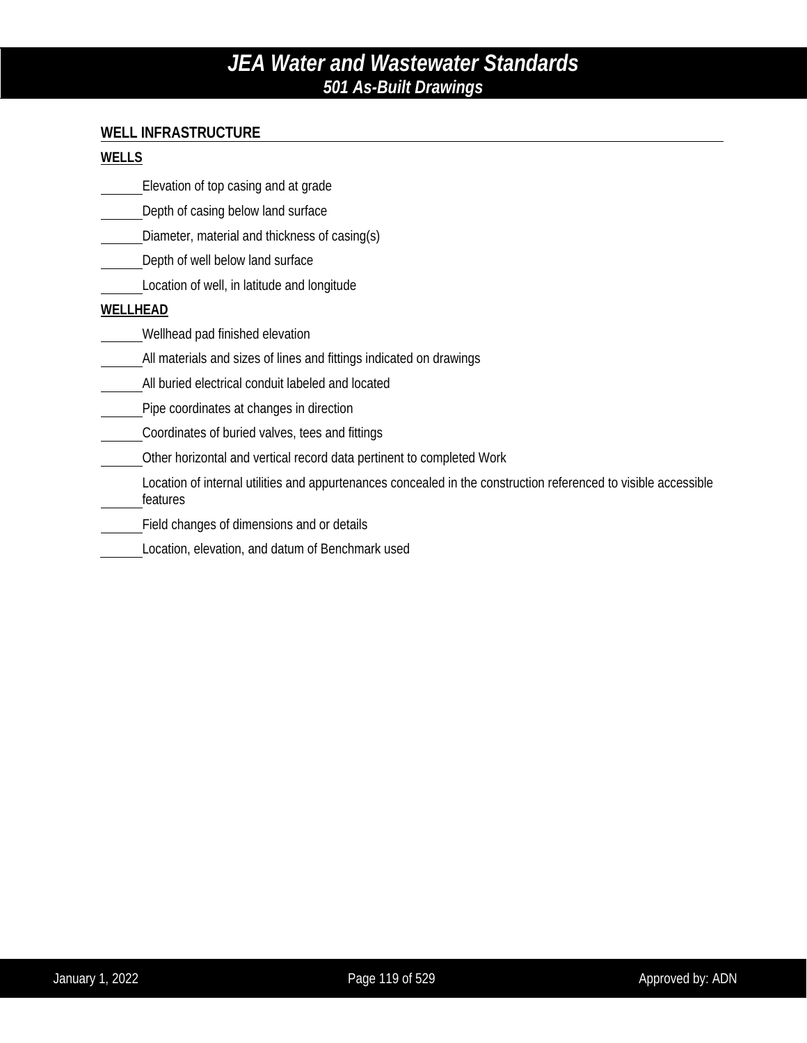## WELL INFRASTRUCTURE

**WELLS**

______ Elevation of top casing and at grade

______ Depth of casing below land surface

______ Diameter, material and thickness of casing(s)

______ Depth of well below land surface

______ Location of well, in latitude and longitude

**WELLHEAD**

______ Wellhead pad finished elevation

______ All materials and sizes of lines and fittings indicated on drawings

______ All buried electrical conduit labeled and located

______ Pipe coordinates at changes in direction

______ Coordinates of buried valves, tees and fittings

______ Other horizontal and vertical record data pertinent to completed Work

______ Location of internal utilities and appurtenances concealed in the construction referenced to visible accessible features

______ Field changes of dimensions and or details

______ Location, elevation, and datum of Benchmark used